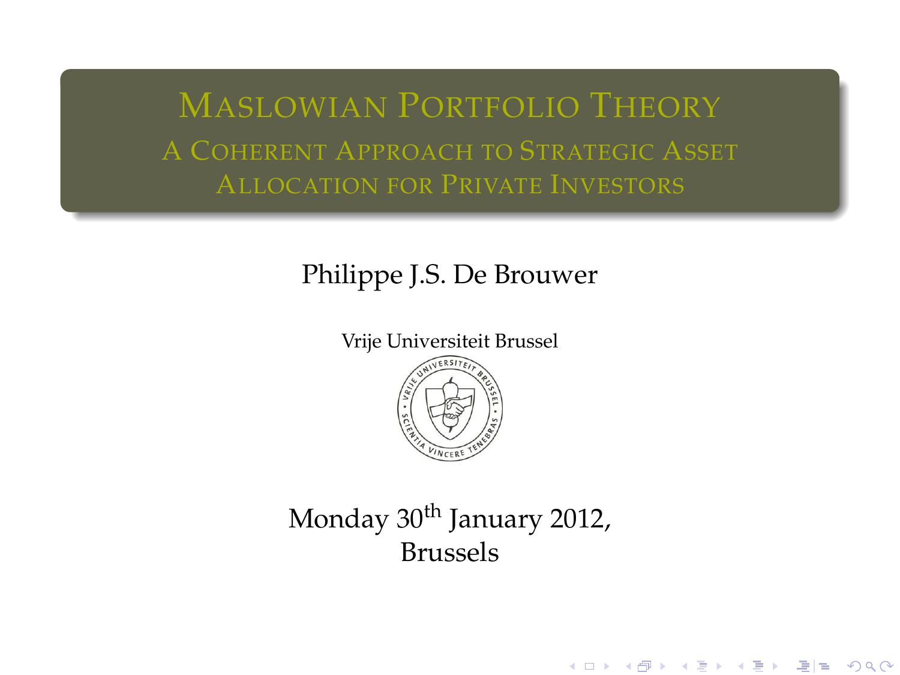# Maslowian Portfolio Theory

## A Coherent Approach to Strategic Asset Allocation for Private Investors

Philippe J.S. De Brouwer

Vrije Universiteit Brussel

Monday 30th January 2012,
Brussels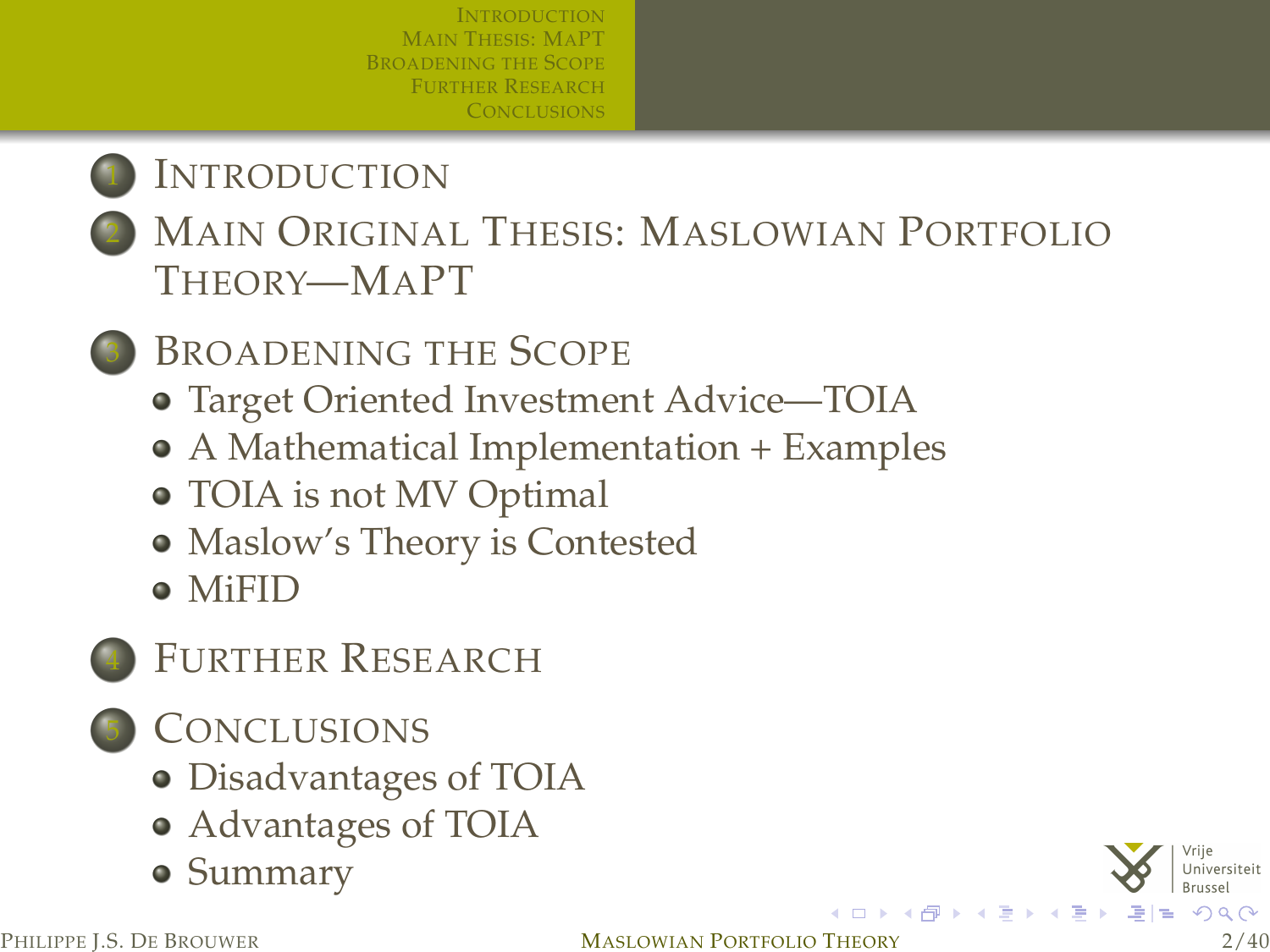1. Introduction
2. Main Original Thesis: Maslowian Portfolio Theory—MaPT
3. Broadening the Scope
   - Target Oriented Investment Advice—TOIA
   - A Mathematical Implementation + Examples
   - TOIA is not MV Optimal
   - Maslow's Theory is Contested
   - MiFID
4. Further Research
5. Conclusions
   - Disadvantages of TOIA
   - Advantages of TOIA
   - Summary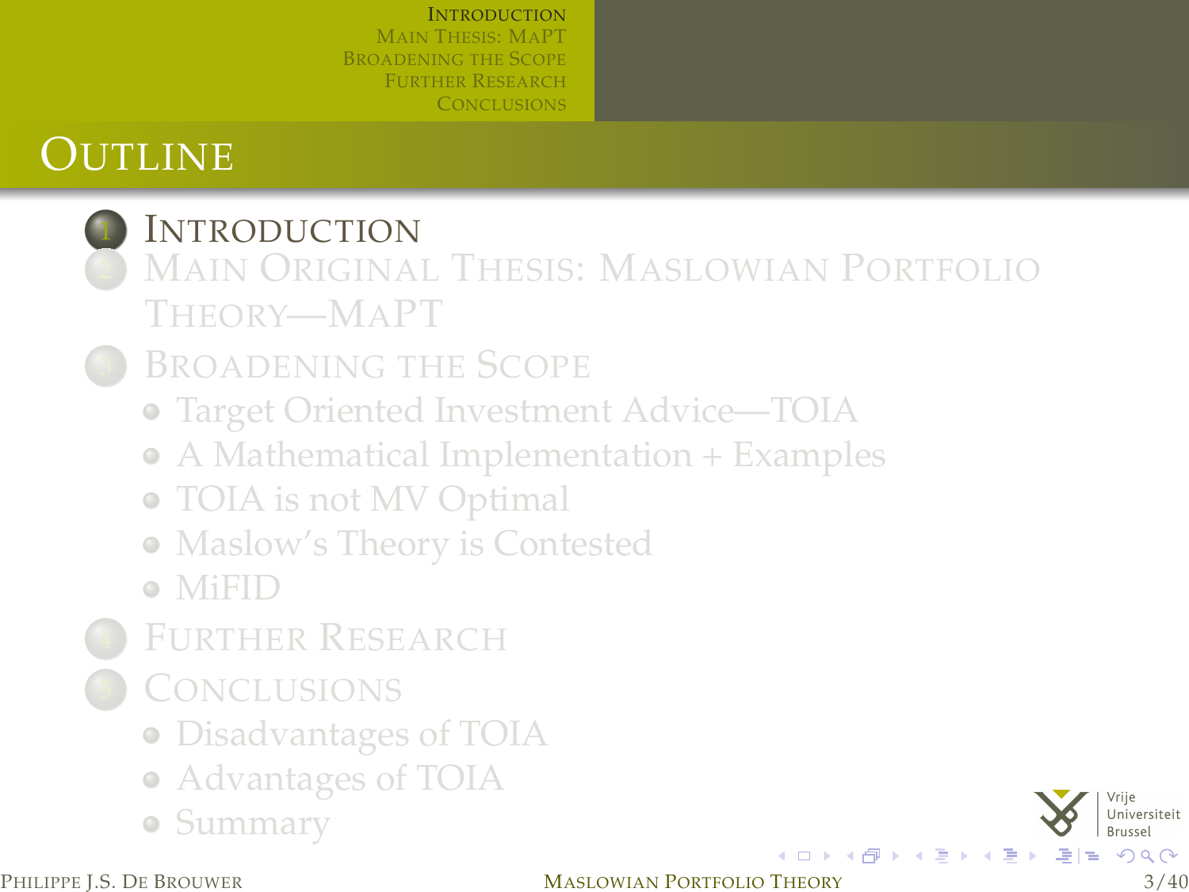# Outline

1. Introduction
2. Main Original Thesis: Maslowian Portfolio Theory—MaPT
3. Broadening the Scope
   - Target Oriented Investment Advice—TOIA
   - A Mathematical Implementation + Examples
   - TOIA is not MV Optimal
   - Maslow's Theory is Contested
   - MiFID
4. Further Research
5. Conclusions
   - Disadvantages of TOIA
   - Advantages of TOIA
   - Summary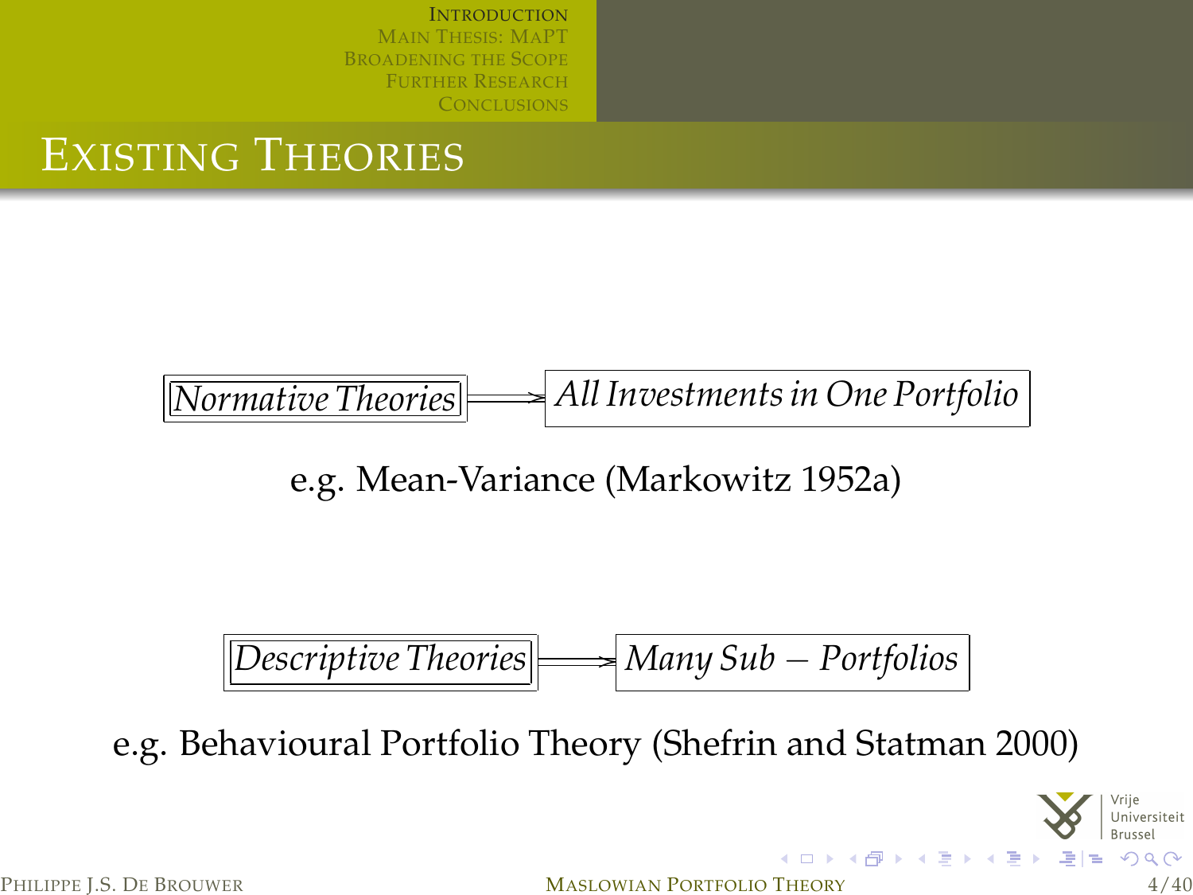# Existing Theories

*Normative Theories* ⟹ *All Investments in One Portfolio*

e.g. Mean-Variance (Markowitz 1952a)

*Descriptive Theories* ⟹ *Many Sub – Portfolios*

e.g. Behavioural Portfolio Theory (Shefrin and Statman 2000)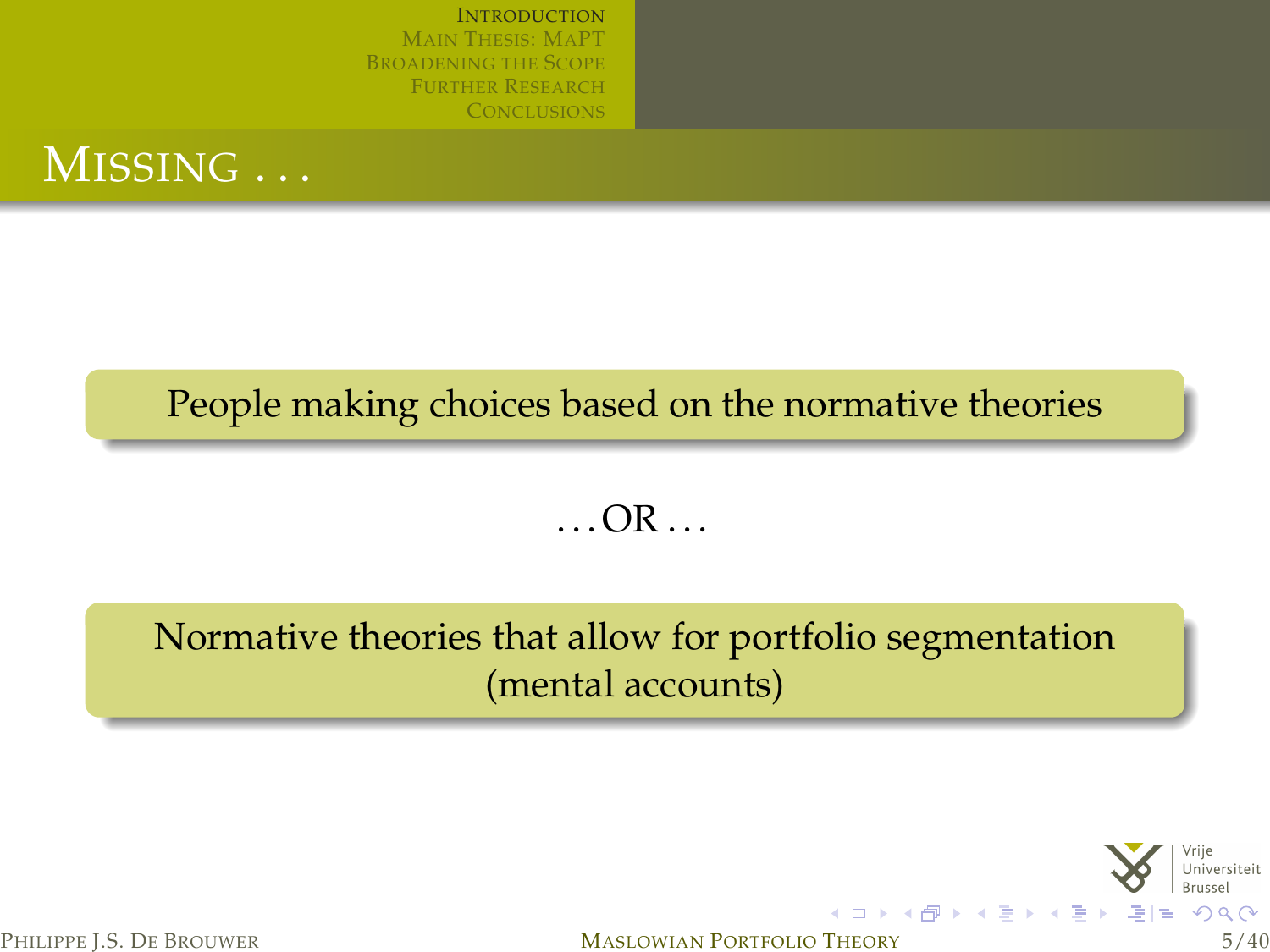# Missing . . .

People making choices based on the normative theories

. . . OR . . .

Normative theories that allow for portfolio segmentation (mental accounts)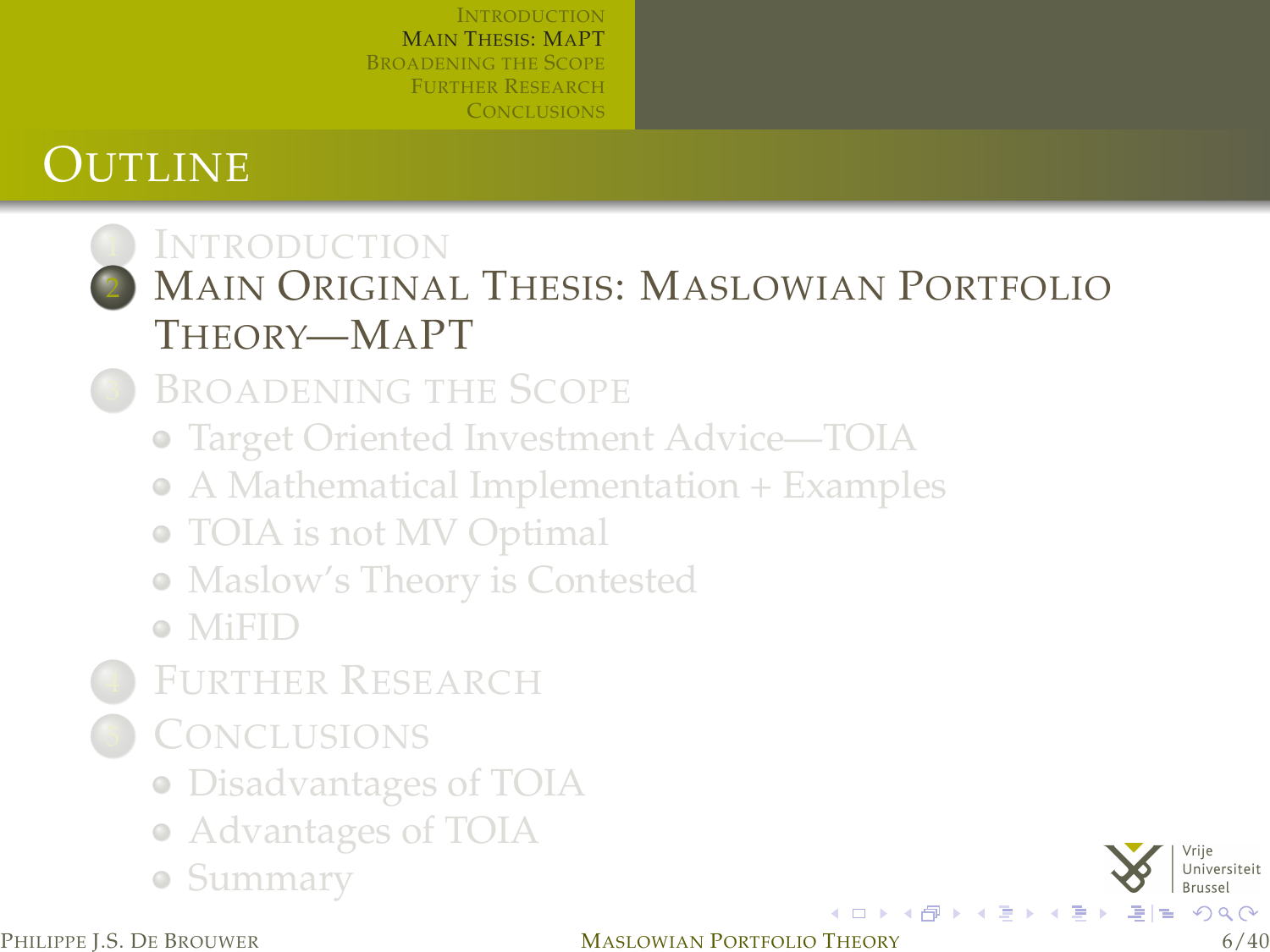# Outline

1. Introduction
2. Main Original Thesis: Maslowian Portfolio Theory—MaPT
3. Broadening the Scope
   - Target Oriented Investment Advice—TOIA
   - A Mathematical Implementation + Examples
   - TOIA is not MV Optimal
   - Maslow's Theory is Contested
   - MiFID
4. Further Research
5. Conclusions
   - Disadvantages of TOIA
   - Advantages of TOIA
   - Summary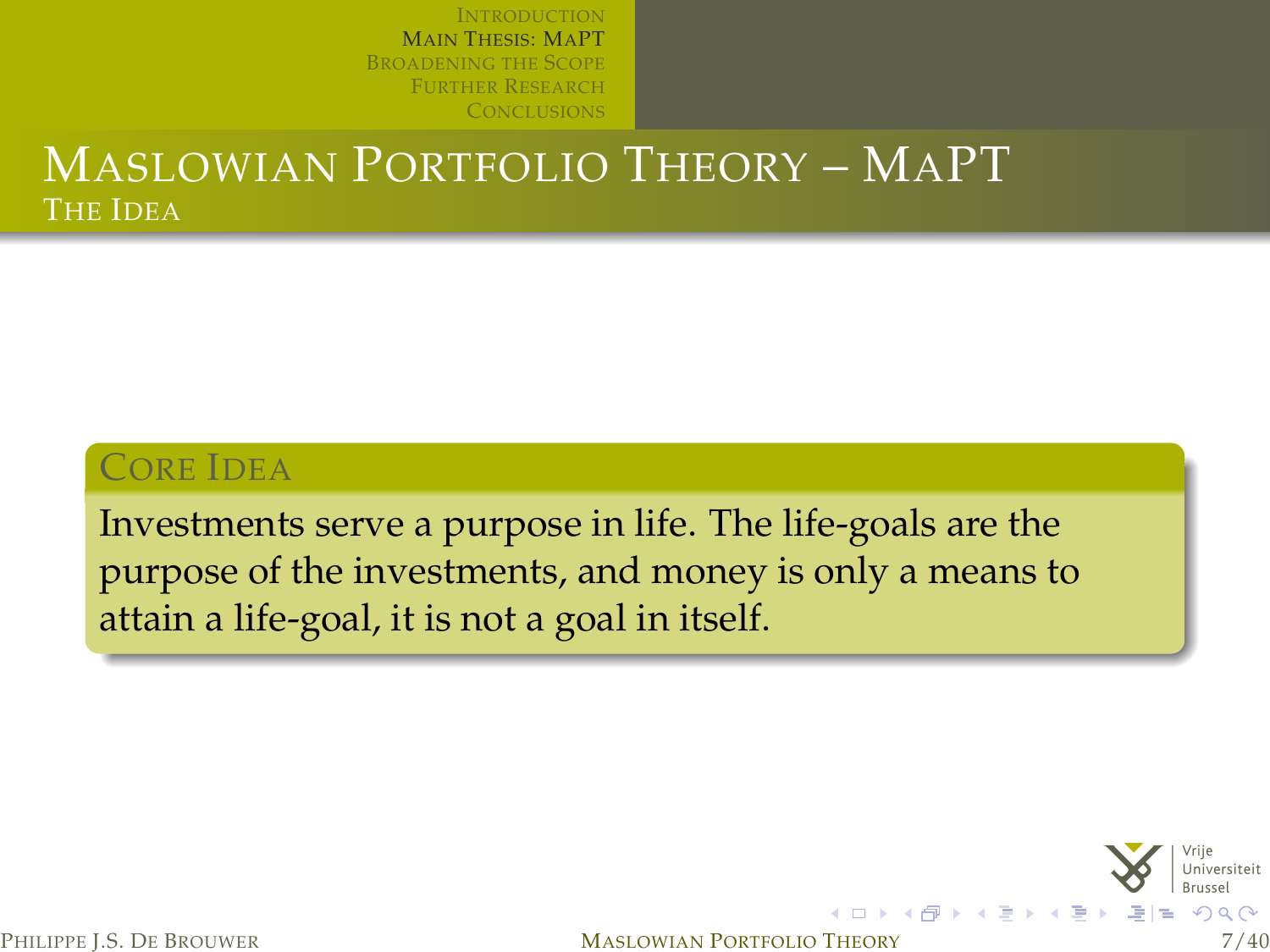# Maslowian Portfolio Theory – MaPT

## The Idea

### Core Idea

Investments serve a purpose in life. The life-goals are the purpose of the investments, and money is only a means to attain a life-goal, it is not a goal in itself.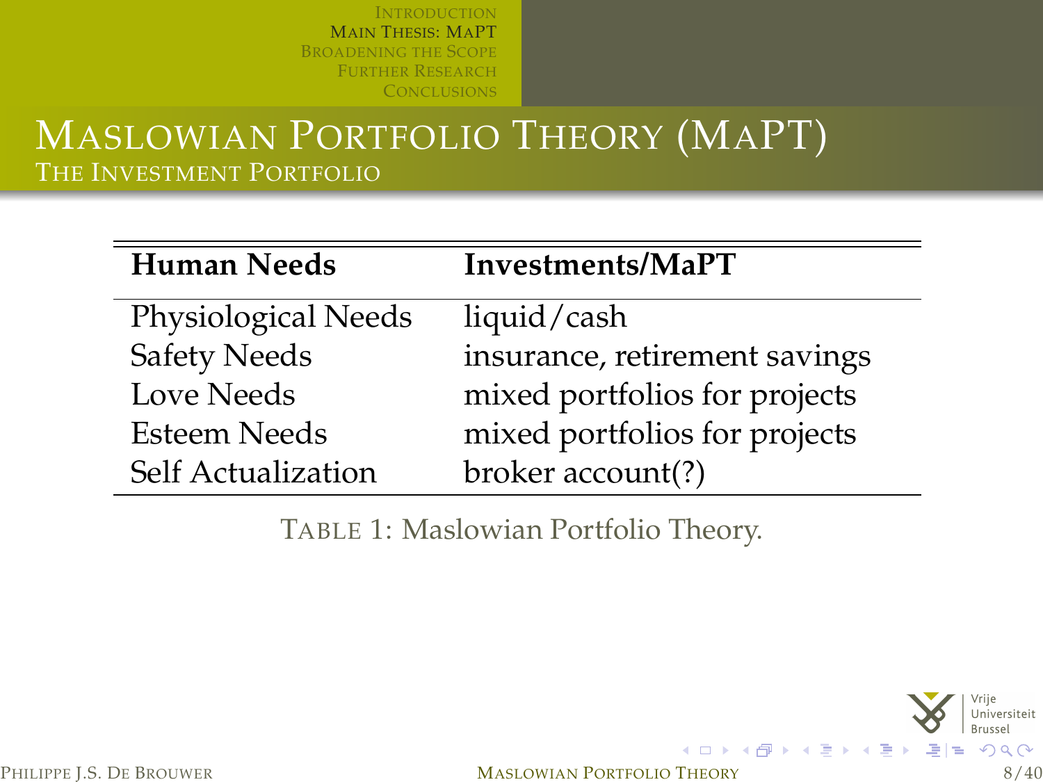# Maslowian Portfolio Theory (MaPT)

## The Investment Portfolio

| Human Needs | Investments/MaPT |
|---|---|
| Physiological Needs | liquid/cash |
| Safety Needs | insurance, retirement savings |
| Love Needs | mixed portfolios for projects |
| Esteem Needs | mixed portfolios for projects |
| Self Actualization | broker account(?) |

Table 1: Maslowian Portfolio Theory.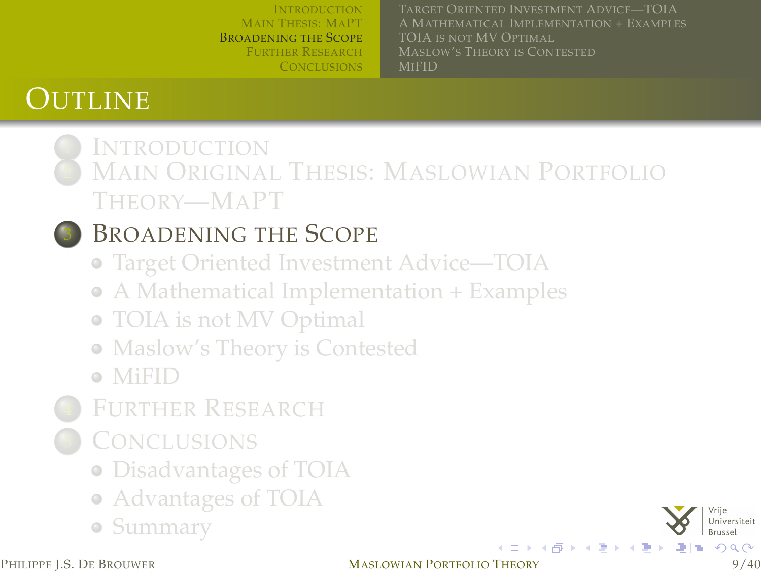# Outline

1. Introduction
2. Main Original Thesis: Maslowian Portfolio Theory—MaPT
3. **Broadening the Scope**
   - Target Oriented Investment Advice—TOIA
   - A Mathematical Implementation + Examples
   - TOIA is not MV Optimal
   - Maslow's Theory is Contested
   - MiFID
4. Further Research
5. Conclusions
   - Disadvantages of TOIA
   - Advantages of TOIA
   - Summary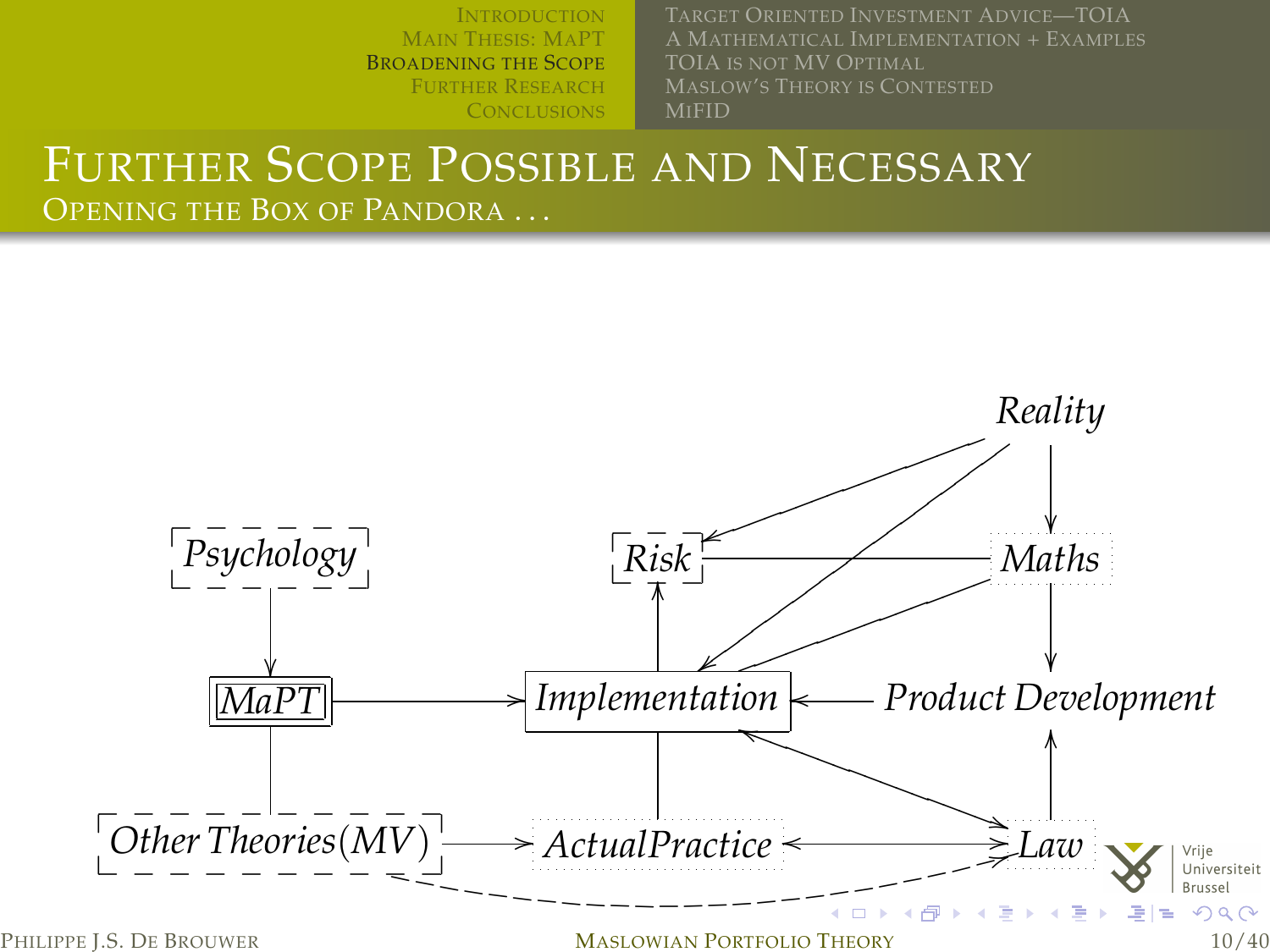# Further Scope Possible and Necessary

## Opening the Box of Pandora ...

*Reality*

*Psychology* — *Risk* — *Maths*

*MaPT* — *Implementation* — *Product Development*

*Other Theories*(*MV*) — *ActualPractice* — *Law*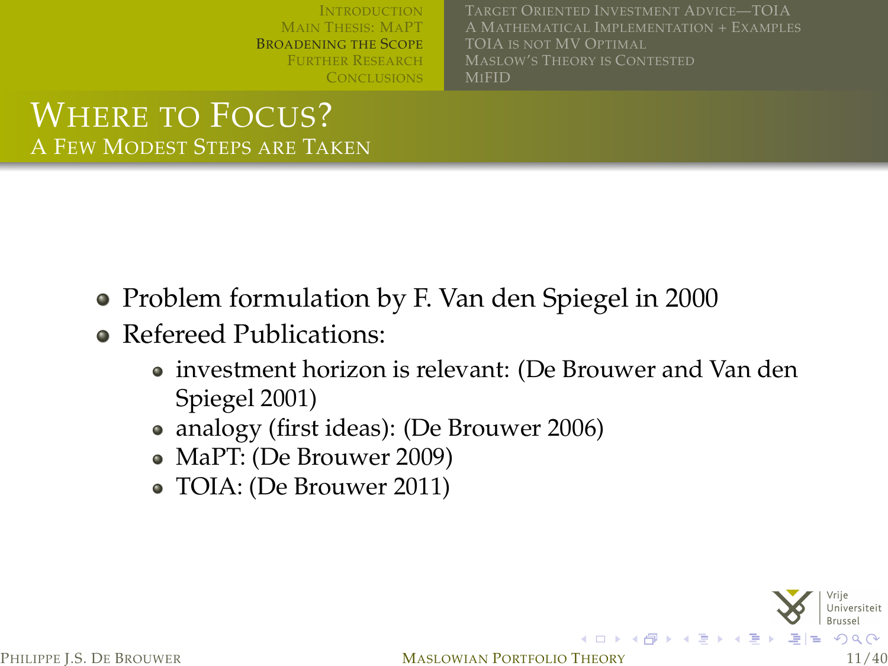# Where to Focus?

## A Few Modest Steps are Taken

- Problem formulation by F. Van den Spiegel in 2000
- Refereed Publications:
  - investment horizon is relevant: (De Brouwer and Van den Spiegel 2001)
  - analogy (first ideas): (De Brouwer 2006)
  - MaPT: (De Brouwer 2009)
  - TOIA: (De Brouwer 2011)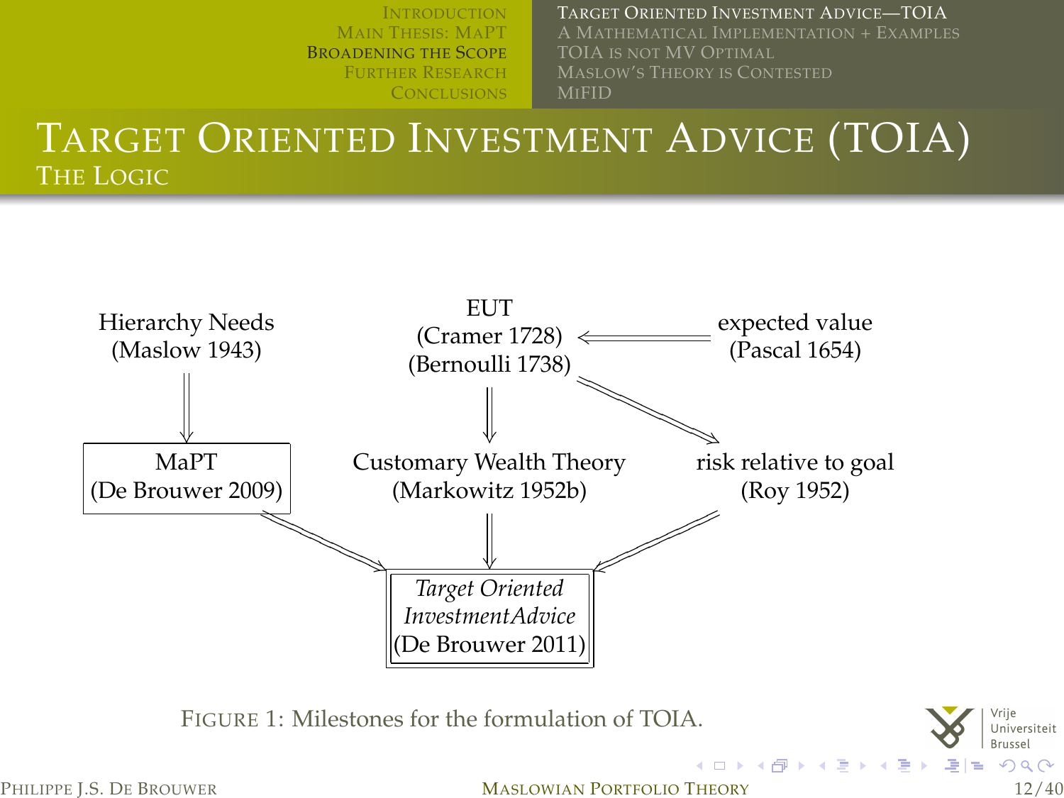# Target Oriented Investment Advice (TOIA)

## The Logic

Hierarchy Needs (Maslow 1943) ⇓ MaPT (De Brouwer 2009)

EUT (Cramer 1728) (Bernoulli 1738) ⇐ expected value (Pascal 1654)

EUT ⇓ Customary Wealth Theory (Markowitz 1952b)

EUT ⇒ risk relative to goal (Roy 1952)

MaPT (De Brouwer 2009), Customary Wealth Theory (Markowitz 1952b), risk relative to goal (Roy 1952) ⇒ *Target Oriented InvestmentAdvice* (De Brouwer 2011)

Figure 1: Milestones for the formulation of TOIA.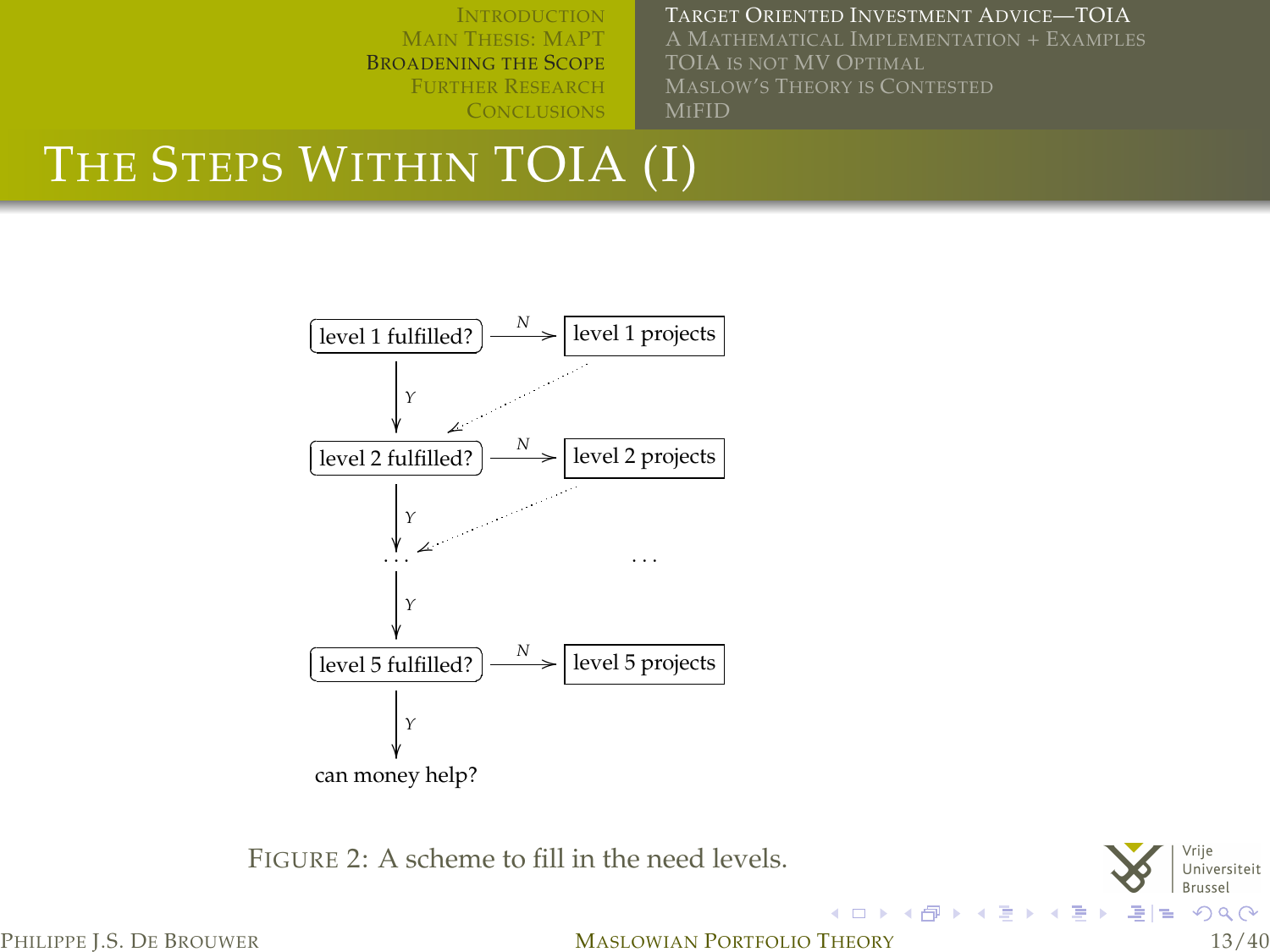# The Steps Within TOIA (I)

```
level 1 fulfilled? --N--> level 1 projects
        |                        .
        Y                      .
        v                    .
level 2 fulfilled? --N--> level 2 projects
        |                        .
        Y                      .
        v                    .
       ...                       ...
        |
        Y
        v
level 5 fulfilled? --N--> level 5 projects
        |
        Y
        v
can money help?
```

FIGURE 2: A scheme to fill in the need levels.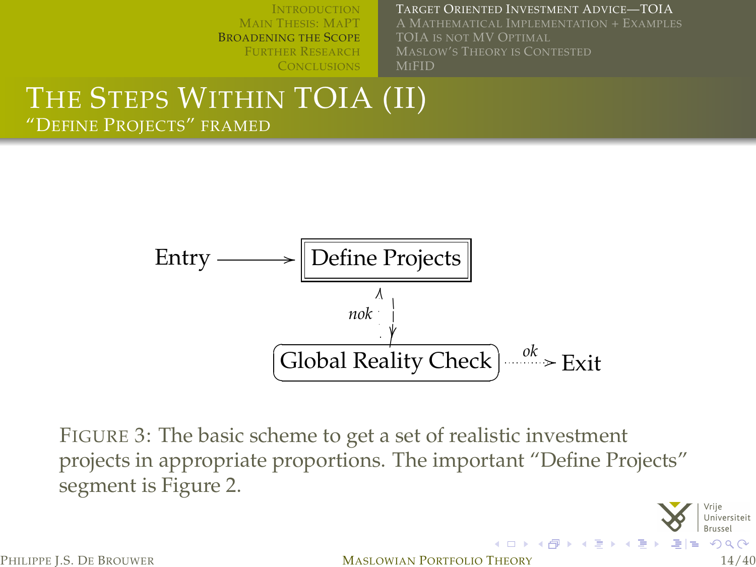# The Steps Within TOIA (II)

## "Define Projects" framed

Entry → Define Projects

nok

Global Reality Check ··· ok ···> Exit

Figure 3: The basic scheme to get a set of realistic investment projects in appropriate proportions. The important "Define Projects" segment is Figure 2.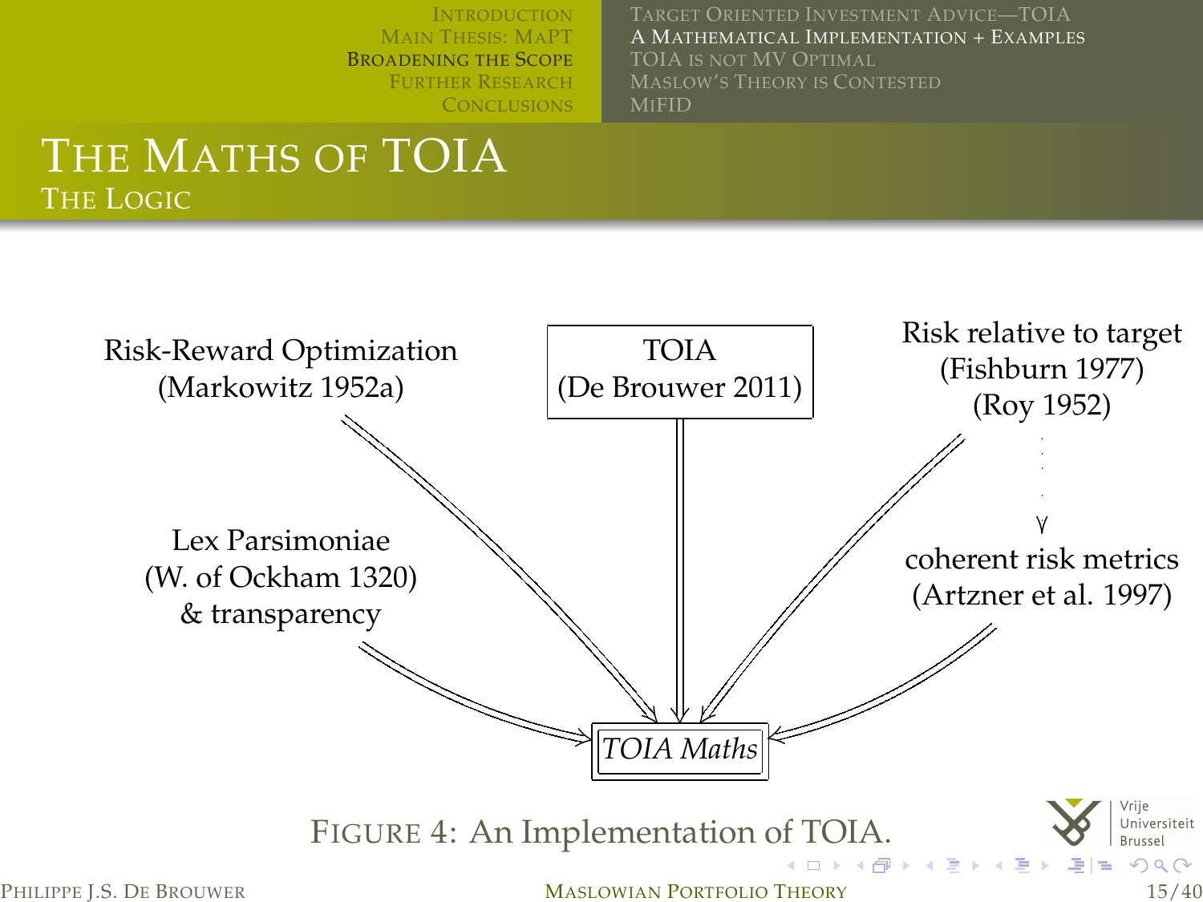# The Maths of TOIA

## The Logic

Risk-Reward Optimization (Markowitz 1952a)

TOIA (De Brouwer 2011)

Risk relative to target (Fishburn 1977) (Roy 1952)

Lex Parsimoniae (W. of Ockham 1320) & transparency

coherent risk metrics (Artzner et al. 1997)

*TOIA Maths*

FIGURE 4: An Implementation of TOIA.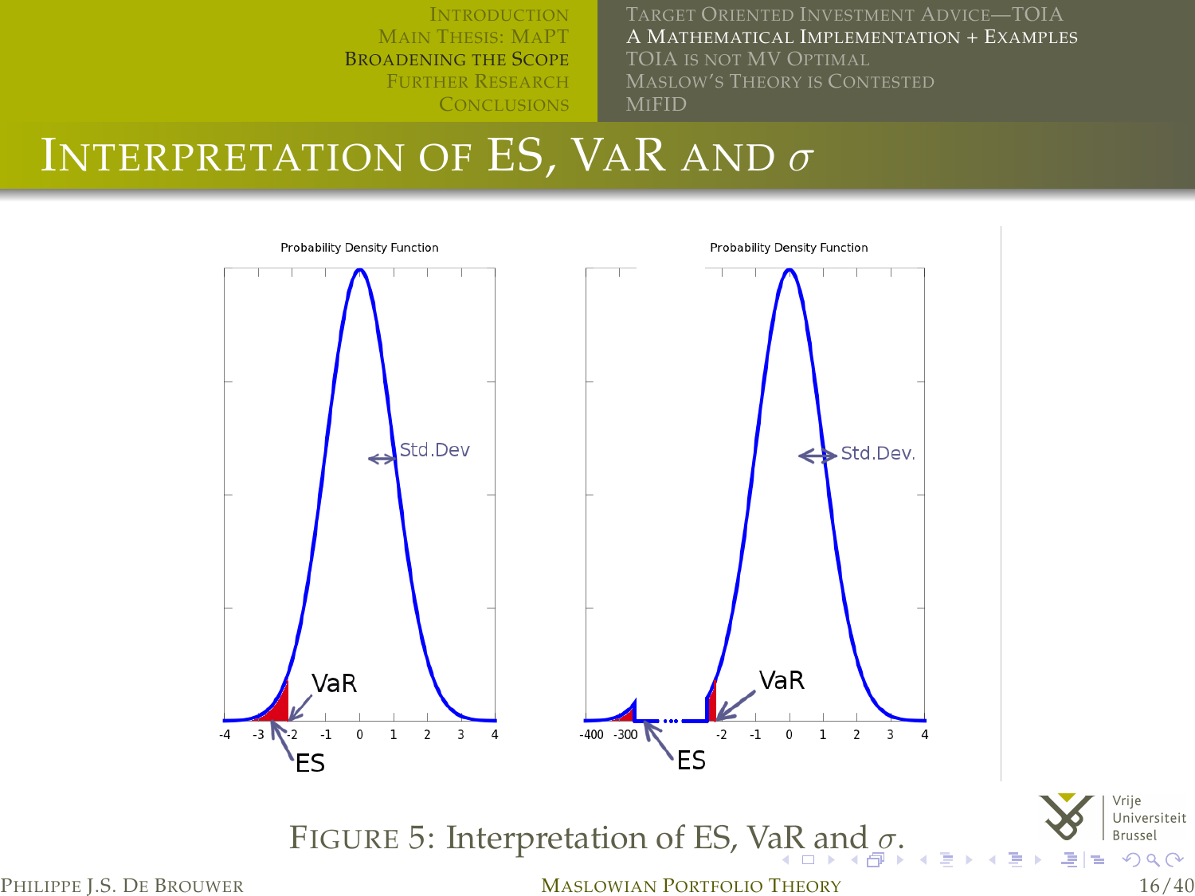# Interpretation of ES, VaR and $\sigma$

FIGURE 5: Interpretation of ES, VaR and $\sigma$.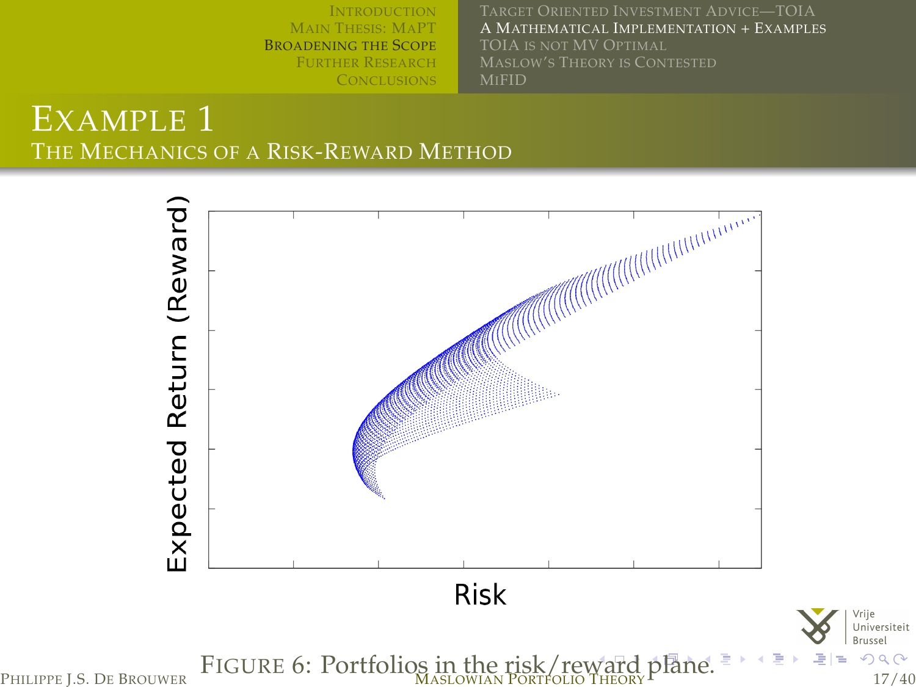# Example 1

## The Mechanics of a Risk-Reward Method

Figure 6: Portfolios in the risk/reward plane.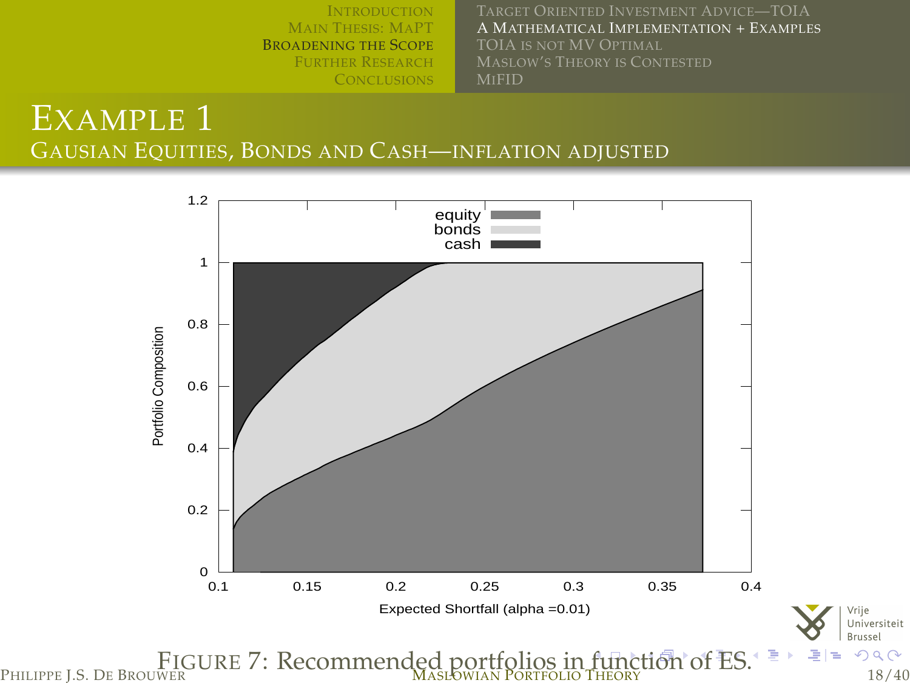# Example 1

## Gausian Equities, Bonds and Cash—inflation adjusted

Figure 7: Recommended portfolios in function of ES.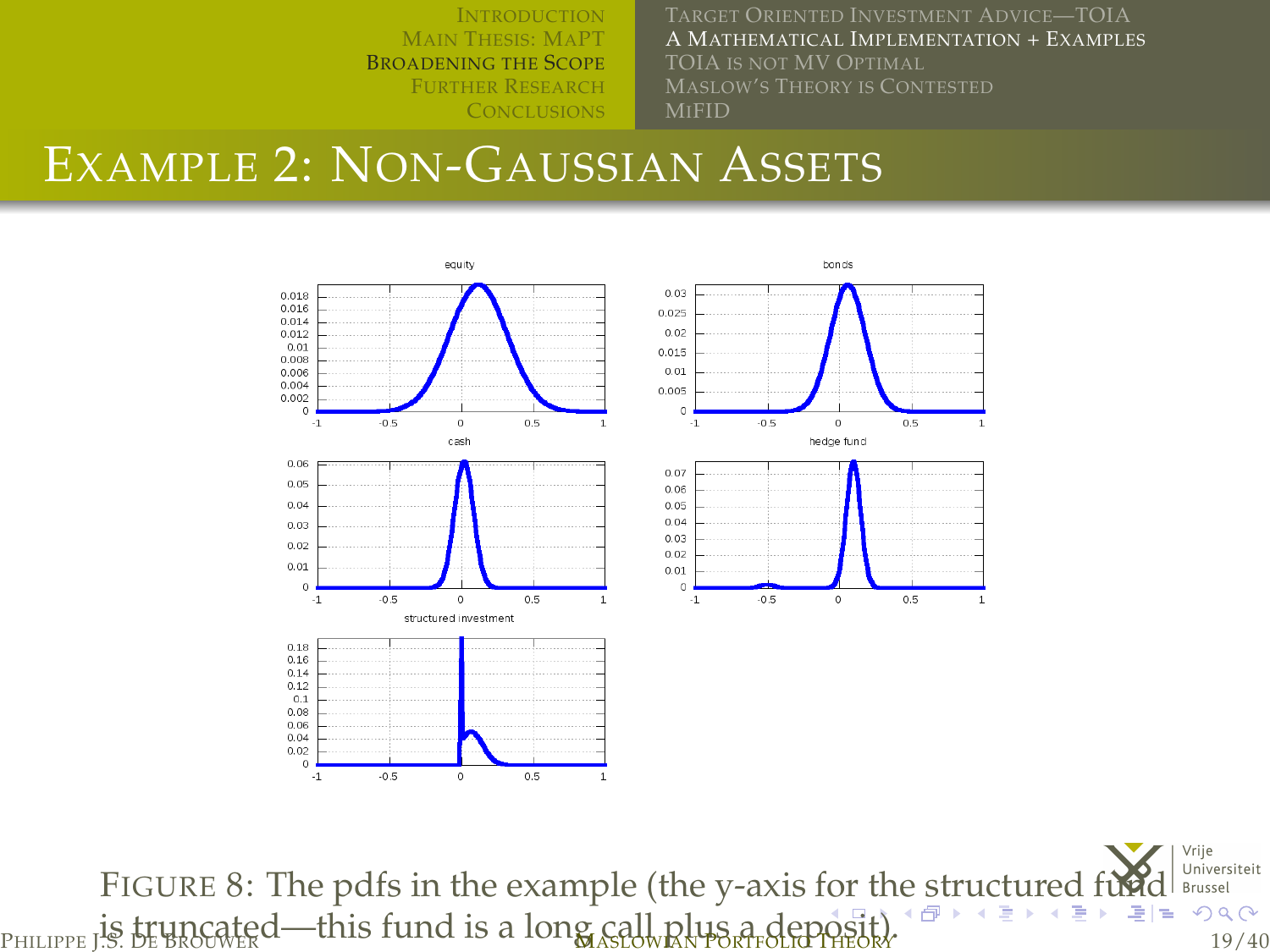# Example 2: Non-Gaussian Assets

Figure 8: The pdfs in the example (the y-axis for the structured fund is truncated—this fund is a long call plus a deposit).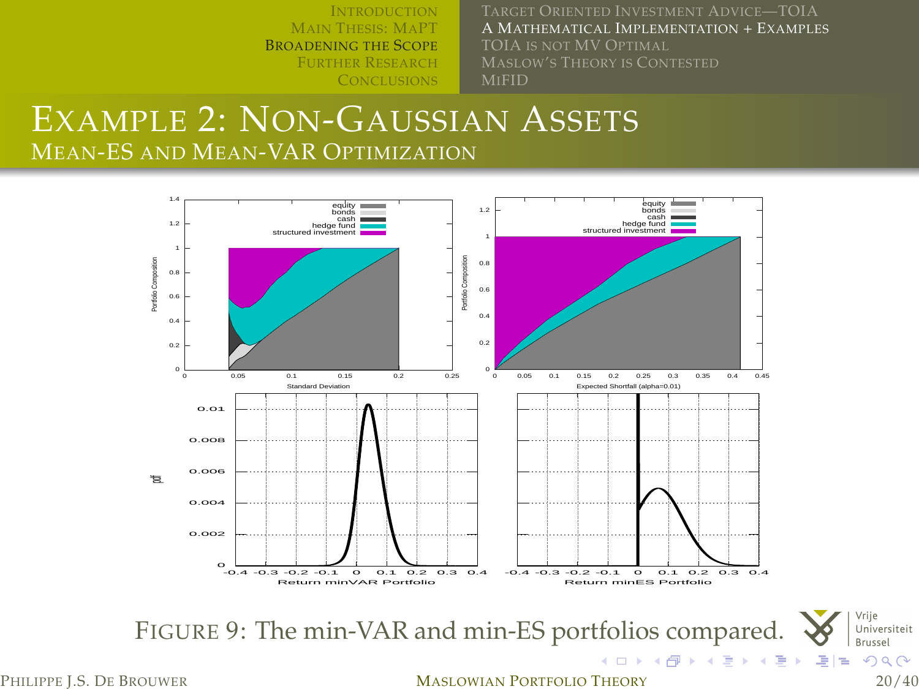# Example 2: Non-Gaussian Assets

## Mean-ES and Mean-VaR Optimization

Figure 9: The min-VAR and min-ES portfolios compared.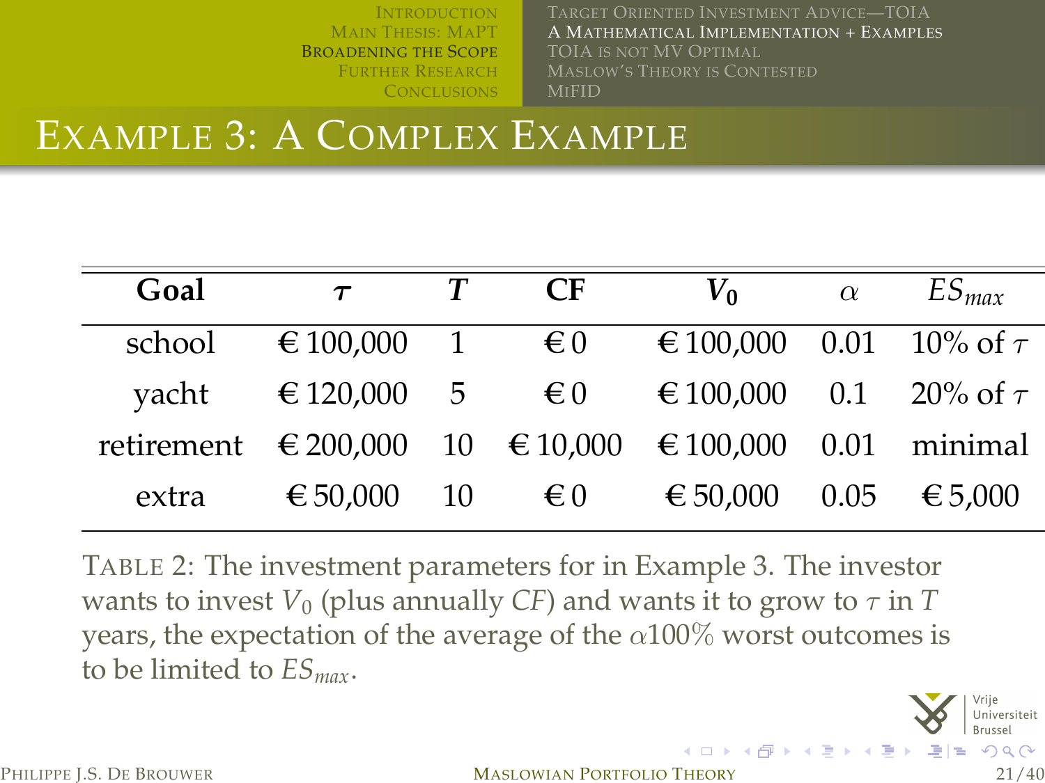# Example 3: A Complex Example

| Goal | $\tau$ | $T$ | CF | $V_0$ | $\alpha$ | $ES_{max}$ |
|---|---|---|---|---|---|---|
| school | € 100,000 | 1 | € 0 | € 100,000 | 0.01 | 10% of $\tau$ |
| yacht | € 120,000 | 5 | € 0 | € 100,000 | 0.1 | 20% of $\tau$ |
| retirement | € 200,000 | 10 | € 10,000 | € 100,000 | 0.01 | minimal |
| extra | € 50,000 | 10 | € 0 | € 50,000 | 0.05 | € 5,000 |

Table 2: The investment parameters for in Example 3. The investor wants to invest $V_0$ (plus annually $CF$) and wants it to grow to $\tau$ in $T$ years, the expectation of the average of the $\alpha 100\%$ worst outcomes is to be limited to $ES_{max}$.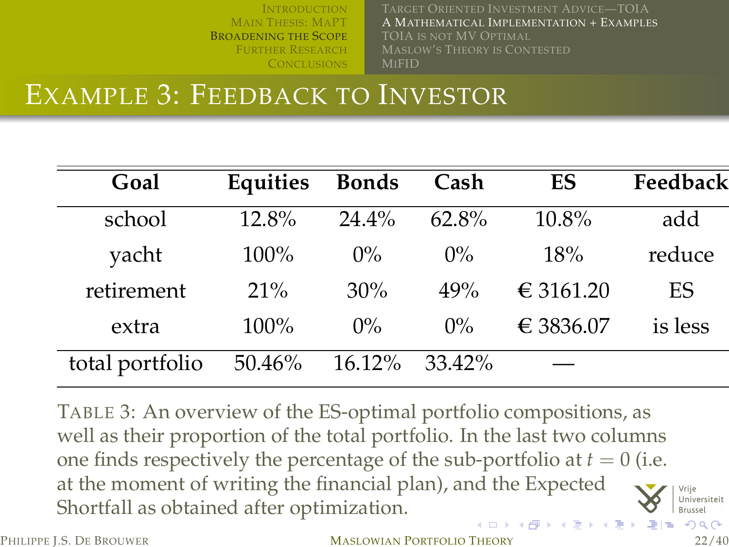# Example 3: Feedback to Investor

| Goal | Equities | Bonds | Cash | ES | Feedback |
|---|---|---|---|---|---|
| school | 12.8% | 24.4% | 62.8% | 10.8% | add |
| yacht | 100% | 0% | 0% | 18% | reduce |
| retirement | 21% | 30% | 49% | € 3161.20 | ES |
| extra | 100% | 0% | 0% | € 3836.07 | is less |
| total portfolio | 50.46% | 16.12% | 33.42% | — | |

Table 3: An overview of the ES-optimal portfolio compositions, as well as their proportion of the total portfolio. In the last two columns one finds respectively the percentage of the sub-portfolio at $t = 0$ (i.e. at the moment of writing the financial plan), and the Expected Shortfall as obtained after optimization.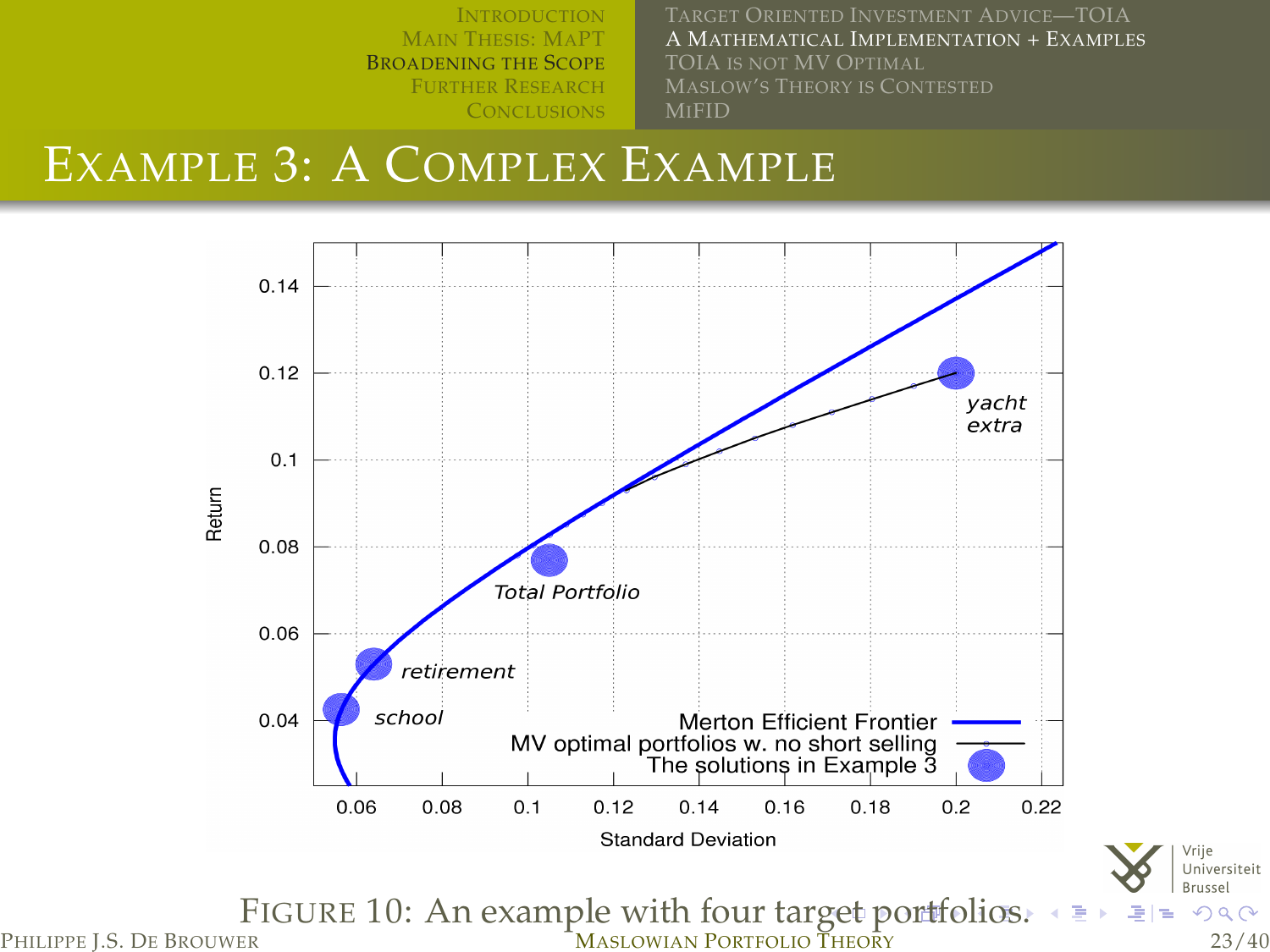# Example 3: A Complex Example

Figure 10: An example with four target portfolios.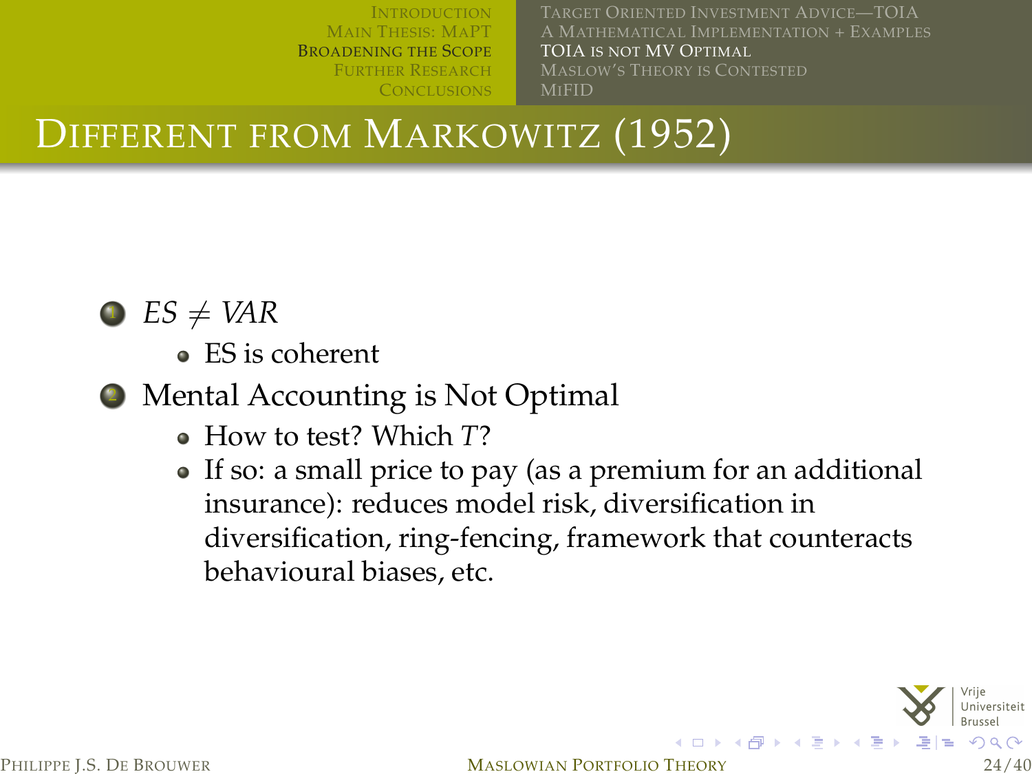# Different from Markowitz (1952)

1. $ES \neq VAR$
   - ES is coherent
2. Mental Accounting is Not Optimal
   - How to test? Which $T$?
   - If so: a small price to pay (as a premium for an additional insurance): reduces model risk, diversification in diversification, ring-fencing, framework that counteracts behavioural biases, etc.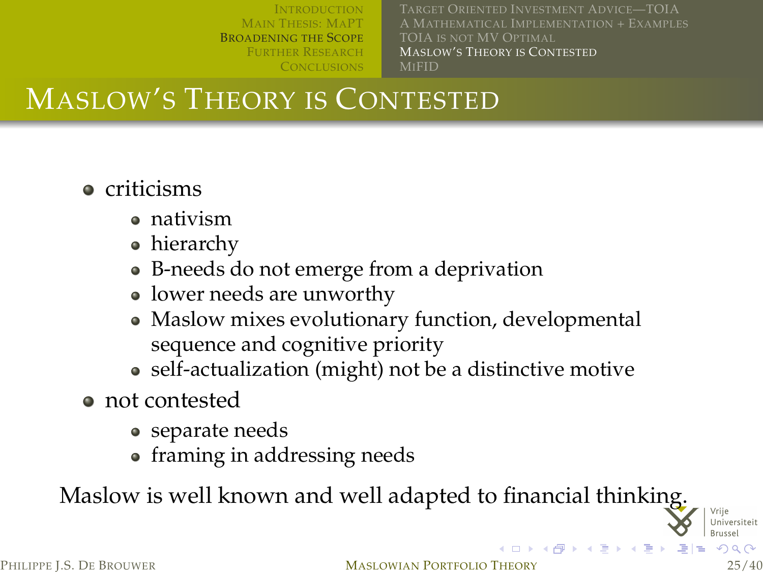# Maslow's Theory is Contested

- criticisms
  - nativism
  - hierarchy
  - B-needs do not emerge from a deprivation
  - lower needs are unworthy
  - Maslow mixes evolutionary function, developmental sequence and cognitive priority
  - self-actualization (might) not be a distinctive motive
- not contested
  - separate needs
  - framing in addressing needs

Maslow is well known and well adapted to financial thinking.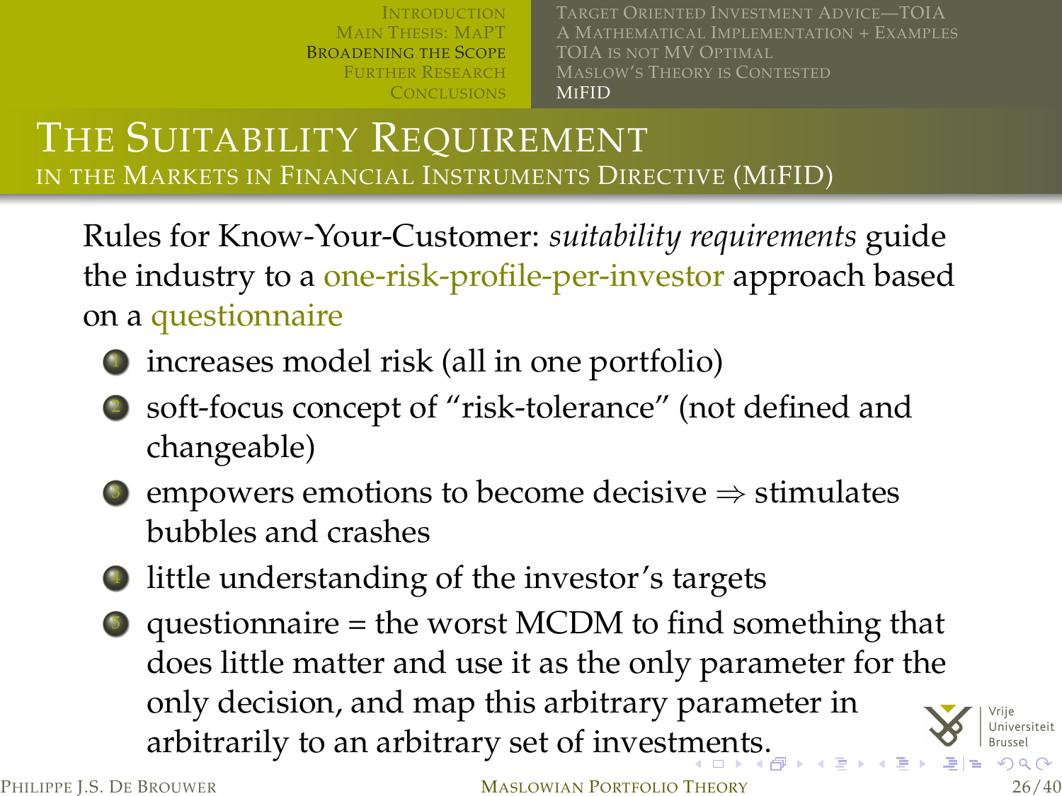# The Suitability Requirement

## in the Markets in Financial Instruments Directive (MiFID)

Rules for Know-Your-Customer: *suitability requirements* guide the industry to a one-risk-profile-per-investor approach based on a questionnaire

1. increases model risk (all in one portfolio)
2. soft-focus concept of "risk-tolerance" (not defined and changeable)
3. empowers emotions to become decisive $\Rightarrow$ stimulates bubbles and crashes
4. little understanding of the investor's targets
5. questionnaire = the worst MCDM to find something that does little matter and use it as the only parameter for the only decision, and map this arbitrary parameter in arbitrarily to an arbitrary set of investments.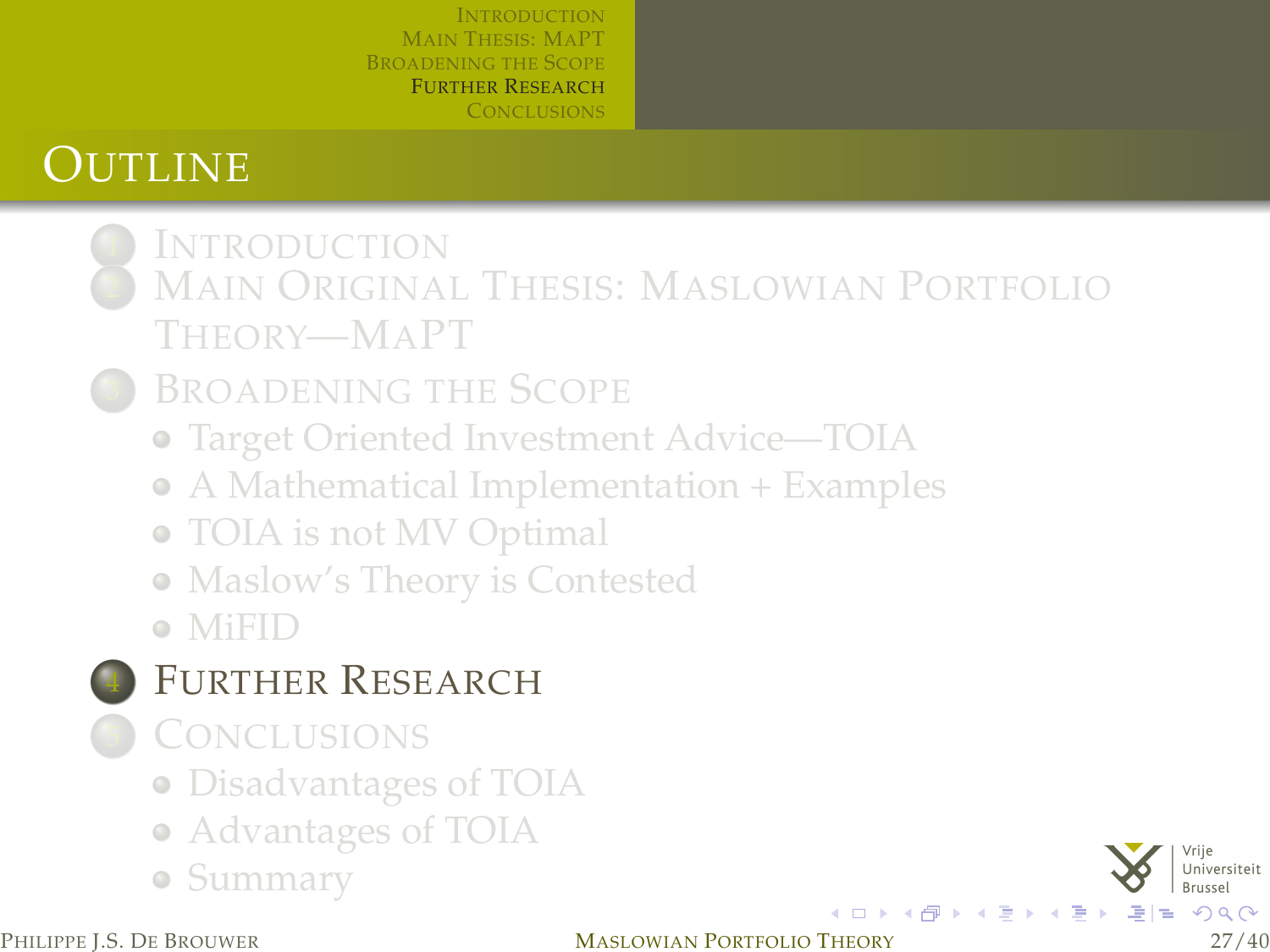# Outline

1. Introduction
2. Main Original Thesis: Maslowian Portfolio Theory—MaPT
3. Broadening the Scope
   - Target Oriented Investment Advice—TOIA
   - A Mathematical Implementation + Examples
   - TOIA is not MV Optimal
   - Maslow's Theory is Contested
   - MiFID
4. Further Research
5. Conclusions
   - Disadvantages of TOIA
   - Advantages of TOIA
   - Summary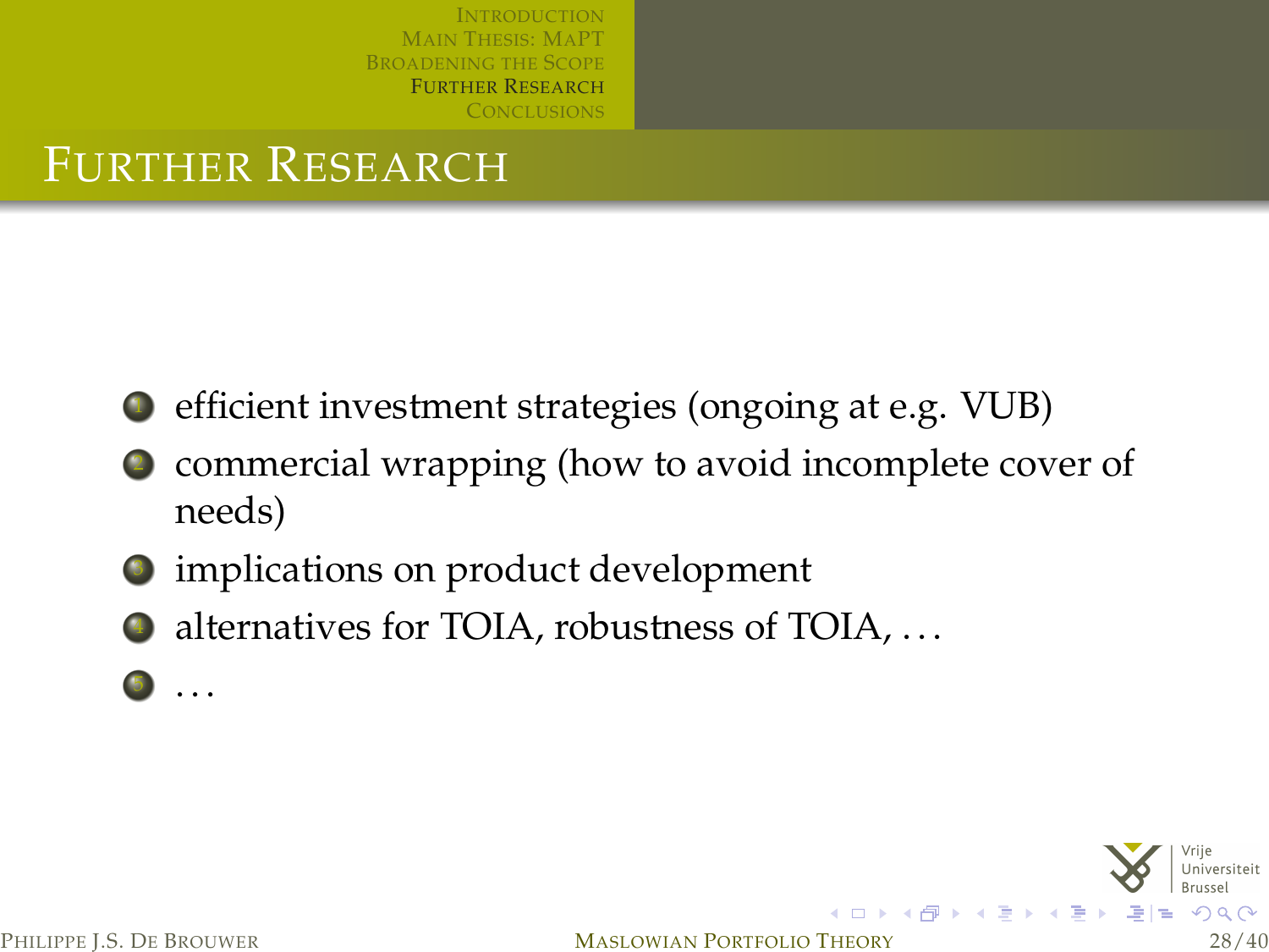# Further Research

1. efficient investment strategies (ongoing at e.g. VUB)
2. commercial wrapping (how to avoid incomplete cover of needs)
3. implications on product development
4. alternatives for TOIA, robustness of TOIA, ...
5. ...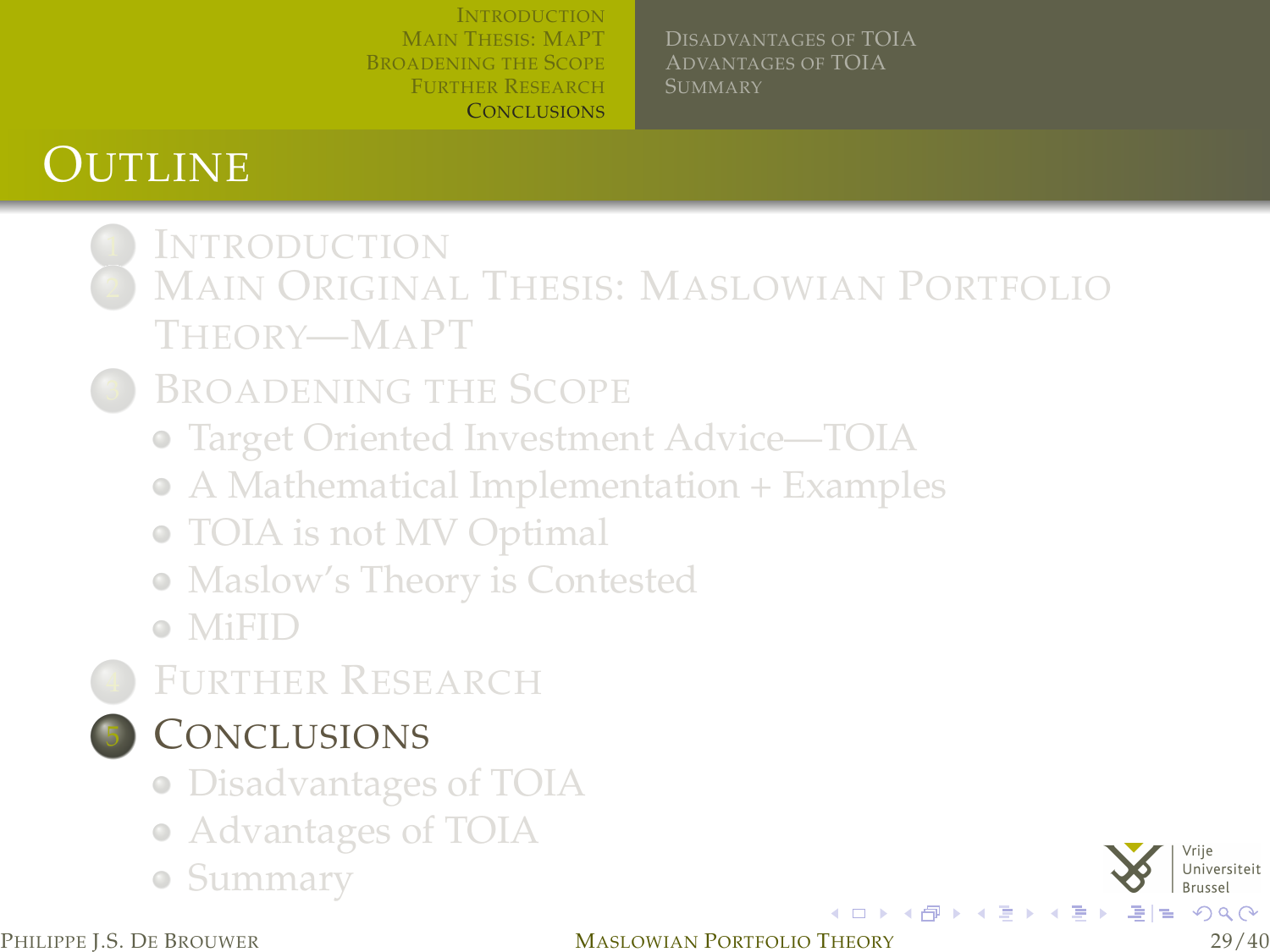# Outline

1. Introduction
2. Main Original Thesis: Maslowian Portfolio Theory—MaPT
3. Broadening the Scope
   - Target Oriented Investment Advice—TOIA
   - A Mathematical Implementation + Examples
   - TOIA is not MV Optimal
   - Maslow's Theory is Contested
   - MiFID
4. Further Research
5. Conclusions
   - Disadvantages of TOIA
   - Advantages of TOIA
   - Summary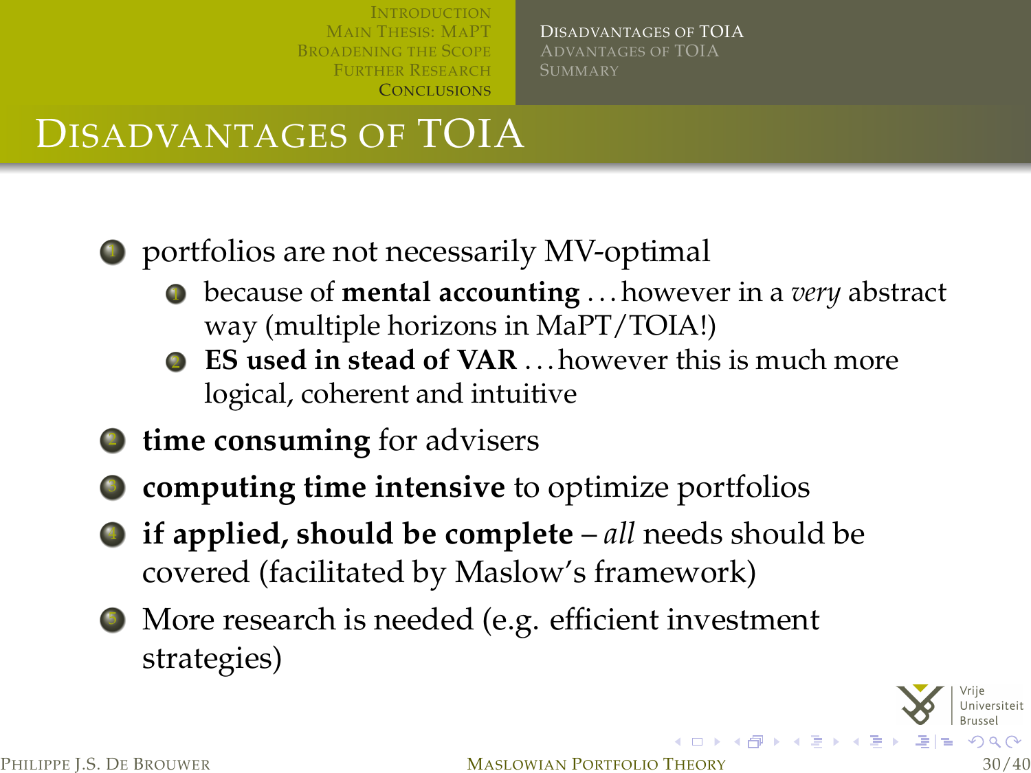# Disadvantages of TOIA

1. portfolios are not necessarily MV-optimal
   1. because of **mental accounting** . . . however in a *very* abstract way (multiple horizons in MaPT/TOIA!)
   2. **ES used in stead of VAR** . . . however this is much more logical, coherent and intuitive
2. **time consuming** for advisers
3. **computing time intensive** to optimize portfolios
4. **if applied, should be complete** – *all* needs should be covered (facilitated by Maslow's framework)
5. More research is needed (e.g. efficient investment strategies)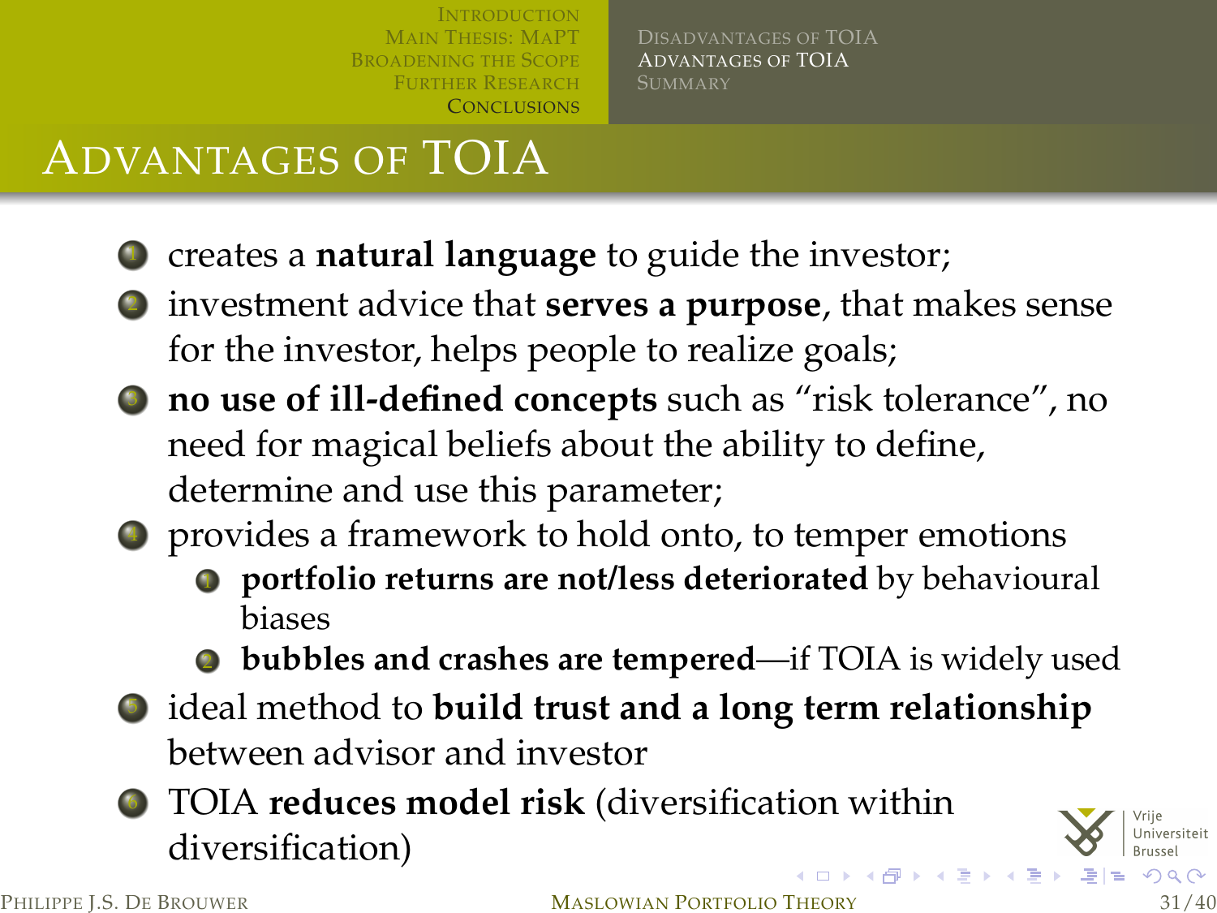# Advantages of TOIA

1. creates a **natural language** to guide the investor;
2. investment advice that **serves a purpose**, that makes sense for the investor, helps people to realize goals;
3. **no use of ill-defined concepts** such as “risk tolerance”, no need for magical beliefs about the ability to define, determine and use this parameter;
4. provides a framework to hold onto, to temper emotions
   1. **portfolio returns are not/less deteriorated** by behavioural biases
   2. **bubbles and crashes are tempered**—if TOIA is widely used
5. ideal method to **build trust and a long term relationship** between advisor and investor
6. TOIA **reduces model risk** (diversification within diversification)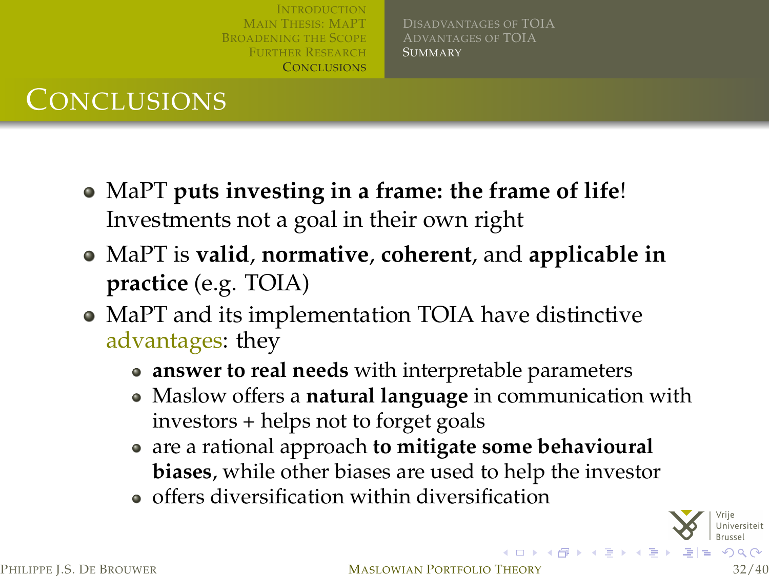# Conclusions

- MaPT **puts investing in a frame: the frame of life**! Investments not a goal in their own right
- MaPT is **valid**, **normative**, **coherent**, and **applicable in practice** (e.g. TOIA)
- MaPT and its implementation TOIA have distinctive advantages: they
  - **answer to real needs** with interpretable parameters
  - Maslow offers a **natural language** in communication with investors + helps not to forget goals
  - are a rational approach **to mitigate some behavioural biases**, while other biases are used to help the investor
  - offers diversification within diversification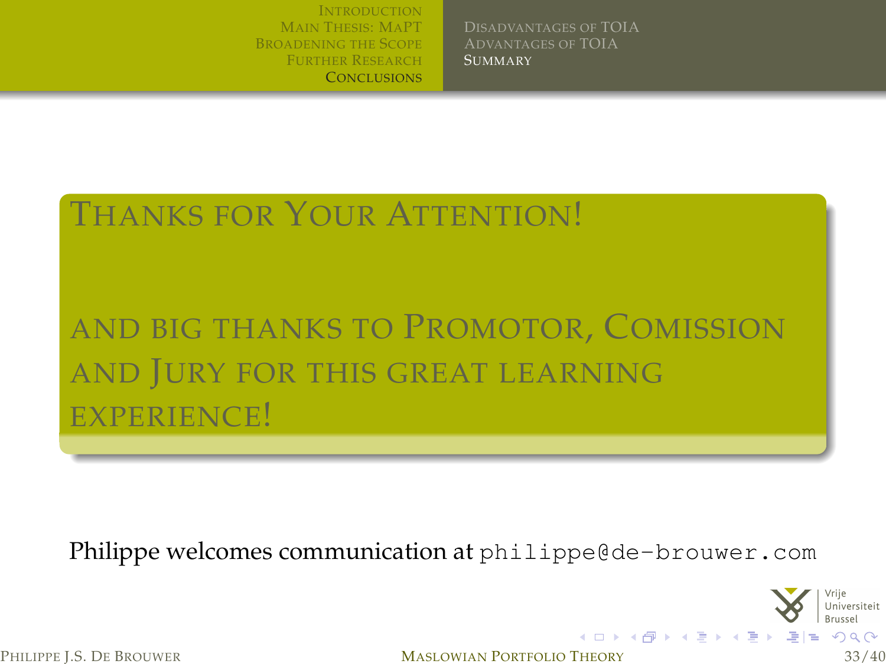## Thanks for Your Attention!

and big thanks to Promotor, Comission and Jury for this great learning experience!

Philippe welcomes communication at `philippe@de-brouwer.com`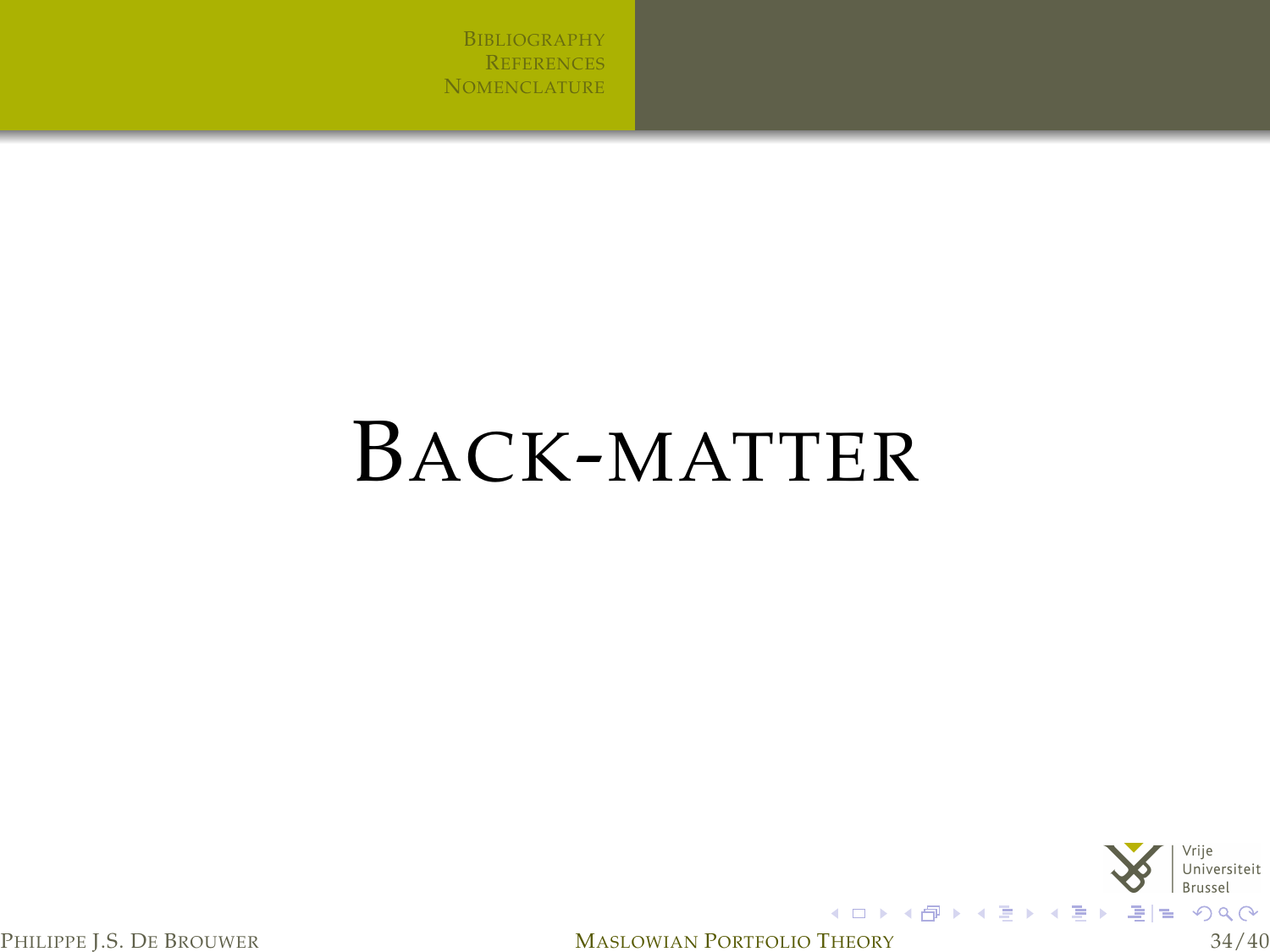# Back-matter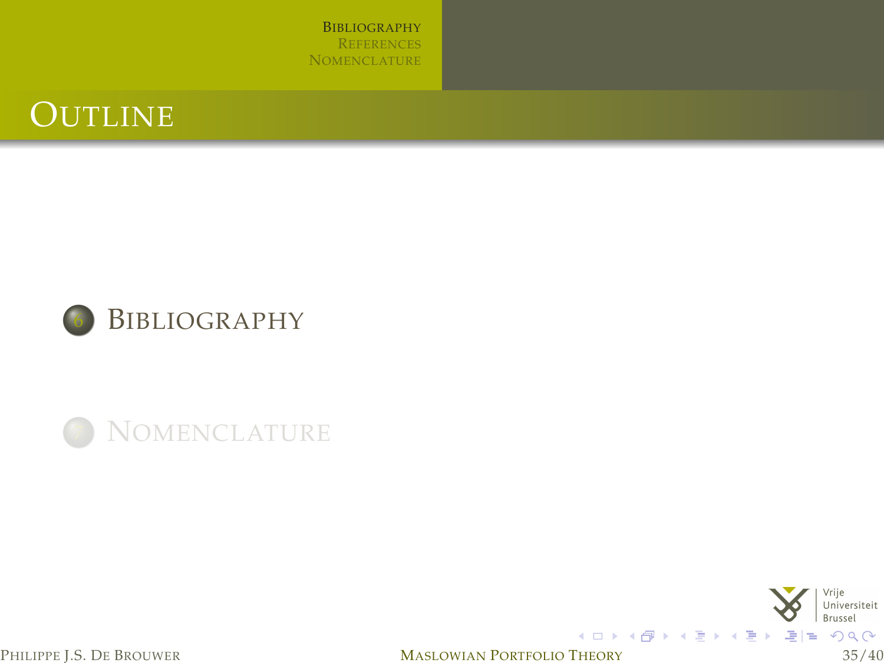# Outline

6. Bibliography

7. Nomenclature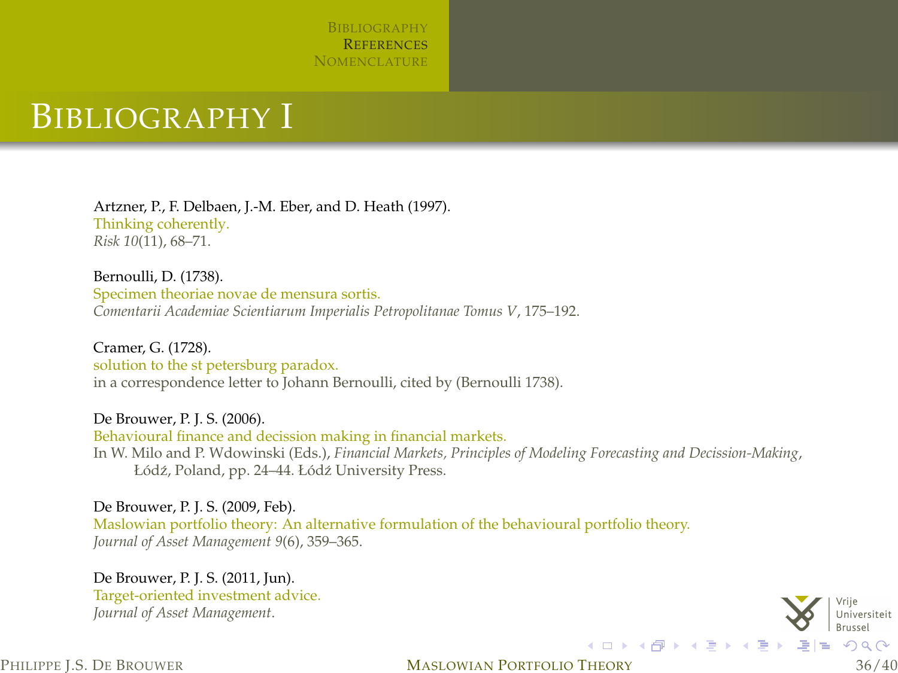# Bibliography I

Artzner, P., F. Delbaen, J.-M. Eber, and D. Heath (1997).
Thinking coherently.
*Risk 10*(11), 68–71.

Bernoulli, D. (1738).
Specimen theoriae novae de mensura sortis.
*Comentarii Academiae Scientiarum Imperialis Petropolitanae Tomus V*, 175–192.

Cramer, G. (1728).
solution to the st petersburg paradox.
in a correspondence letter to Johann Bernoulli, cited by (Bernoulli 1738).

De Brouwer, P. J. S. (2006).
Behavioural finance and decission making in financial markets.
In W. Milo and P. Wdowinski (Eds.), *Financial Markets, Principles of Modeling Forecasting and Decission-Making*, Łódź, Poland, pp. 24–44. Łódź University Press.

De Brouwer, P. J. S. (2009, Feb).
Maslowian portfolio theory: An alternative formulation of the behavioural portfolio theory.
*Journal of Asset Management 9*(6), 359–365.

De Brouwer, P. J. S. (2011, Jun).
Target-oriented investment advice.
*Journal of Asset Management*.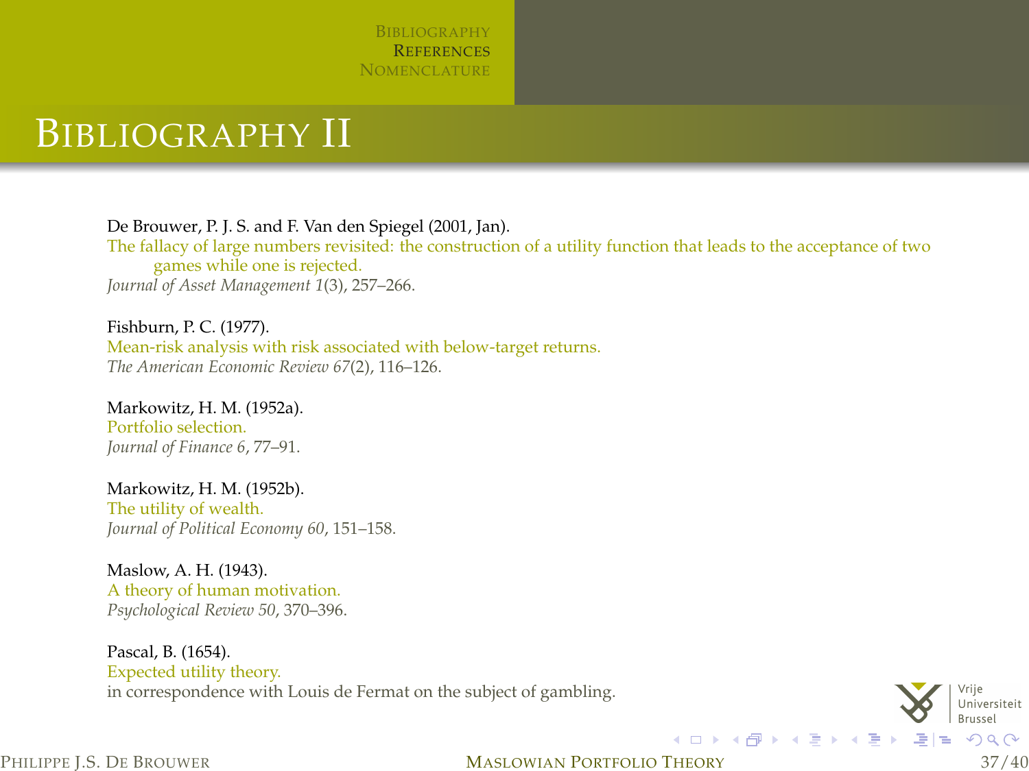# Bibliography II

De Brouwer, P. J. S. and F. Van den Spiegel (2001, Jan).
The fallacy of large numbers revisited: the construction of a utility function that leads to the acceptance of two games while one is rejected.
*Journal of Asset Management 1*(3), 257–266.

Fishburn, P. C. (1977).
Mean-risk analysis with risk associated with below-target returns.
*The American Economic Review 67*(2), 116–126.

Markowitz, H. M. (1952a).
Portfolio selection.
*Journal of Finance 6*, 77–91.

Markowitz, H. M. (1952b).
The utility of wealth.
*Journal of Political Economy 60*, 151–158.

Maslow, A. H. (1943).
A theory of human motivation.
*Psychological Review 50*, 370–396.

Pascal, B. (1654).
Expected utility theory.
in correspondence with Louis de Fermat on the subject of gambling.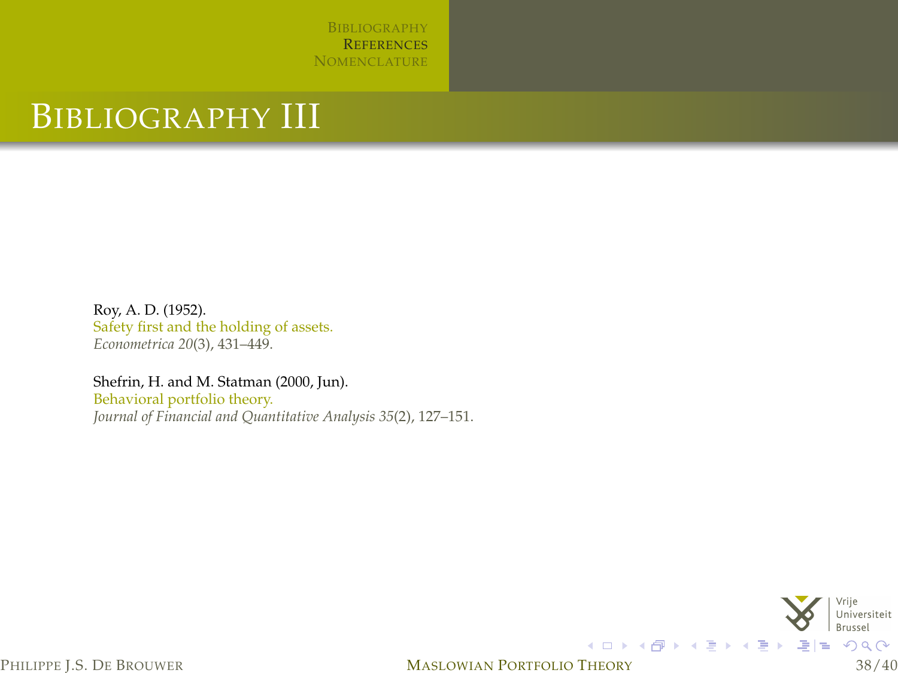# Bibliography III

Roy, A. D. (1952).
Safety first and the holding of assets.
*Econometrica 20*(3), 431–449.

Shefrin, H. and M. Statman (2000, Jun).
Behavioral portfolio theory.
*Journal of Financial and Quantitative Analysis 35*(2), 127–151.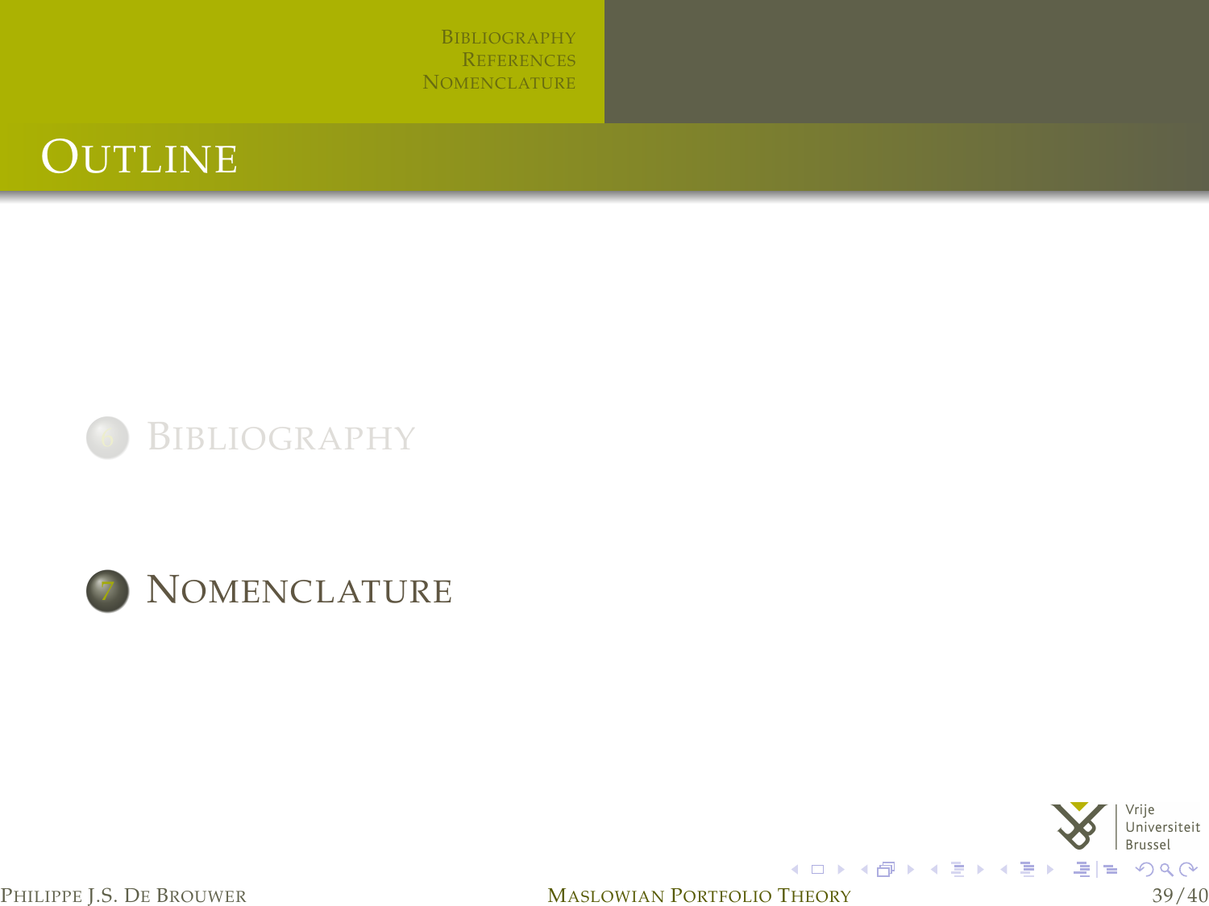# Outline

6. Bibliography

7. Nomenclature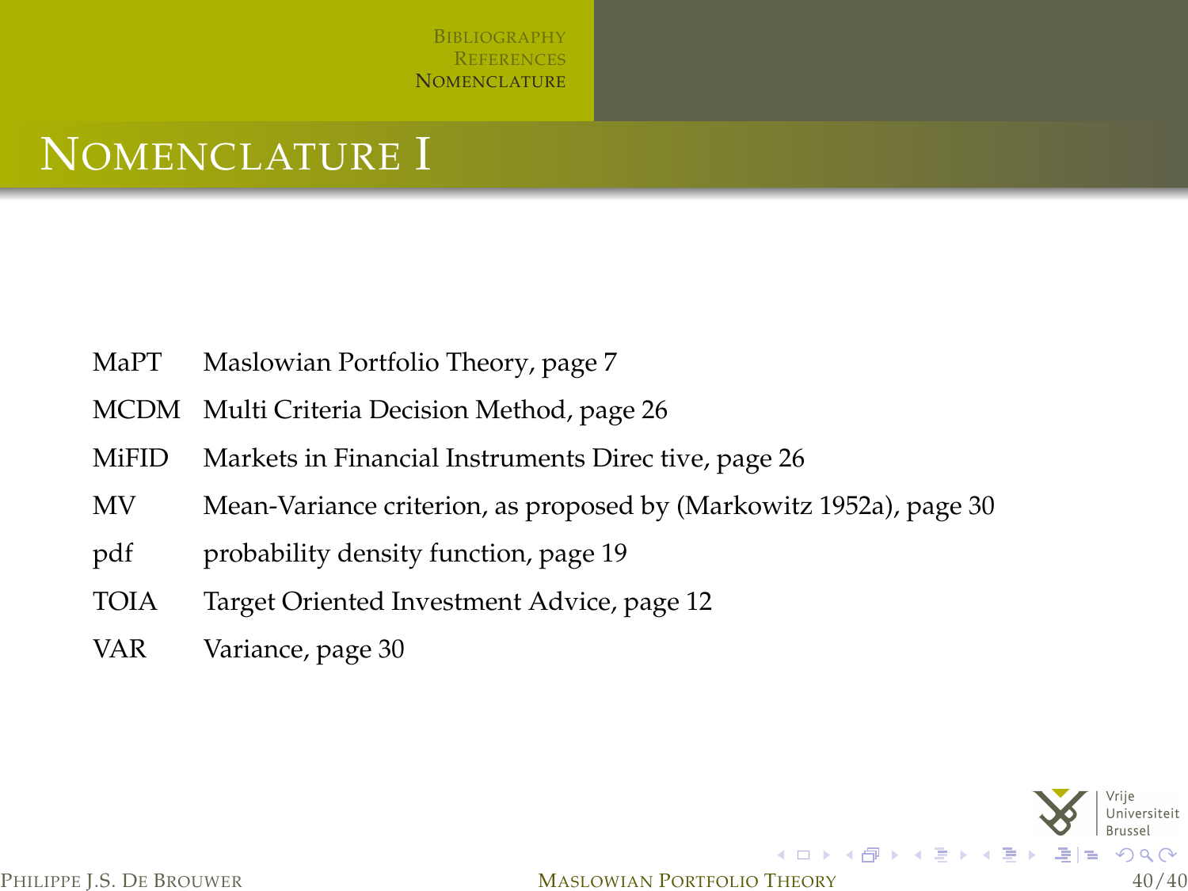# Nomenclature I

| | |
|---|---|
| MaPT | Maslowian Portfolio Theory, page 7 |
| MCDM | Multi Criteria Decision Method, page 26 |
| MiFID | Markets in Financial Instruments Direc tive, page 26 |
| MV | Mean-Variance criterion, as proposed by (Markowitz 1952a), page 30 |
| pdf | probability density function, page 19 |
| TOIA | Target Oriented Investment Advice, page 12 |
| VAR | Variance, page 30 |